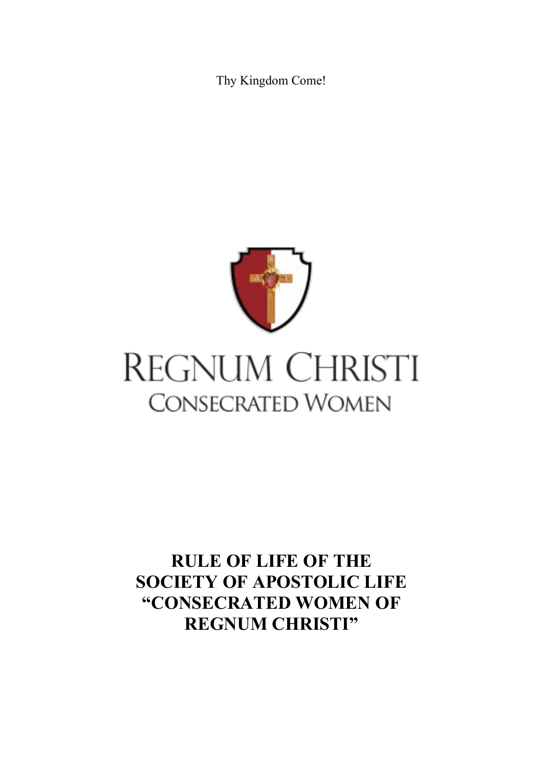Thy Kingdom Come!

REGNUM CHRISTI

CONSECRATED WOMEN

# RULE OF LIFE OF THE SOCIETY OF APOSTOLIC LIFE “CONSECRATED WOMEN OF REGNUM CHRISTI”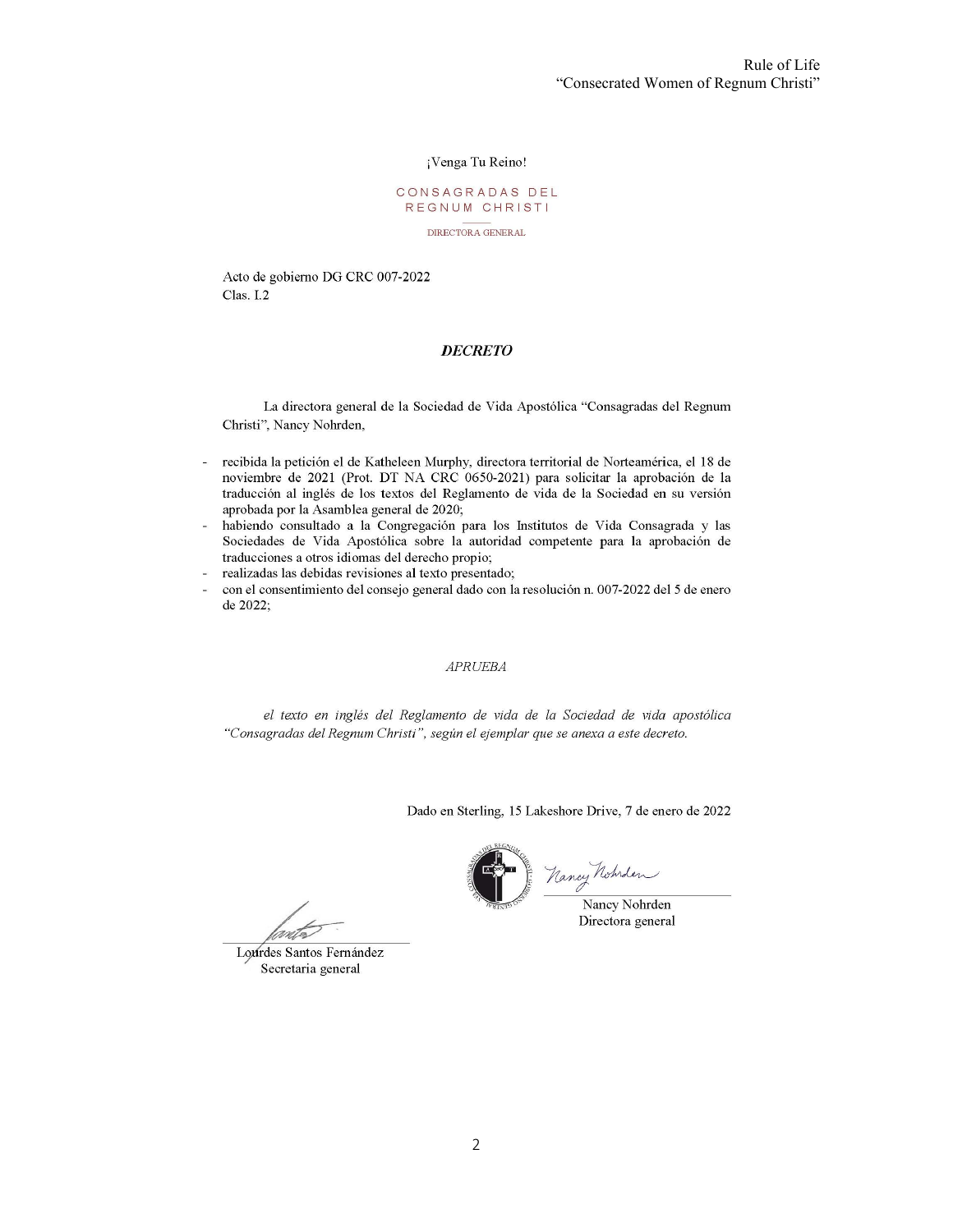¡Venga Tu Reino!

CONSAGRADAS DEL
REGNUM CHRISTI

DIRECTORA GENERAL

Acto de gobierno DG CRC 007-2022
Clas. I.2

## *DECRETO*

La directora general de la Sociedad de Vida Apostólica "Consagradas del Regnum Christi", Nancy Nohrden,

- recibida la petición el de Katheleen Murphy, directora territorial de Norteamérica, el 18 de noviembre de 2021 (Prot. DT NA CRC 0650-2021) para solicitar la aprobación de la traducción al inglés de los textos del Reglamento de vida de la Sociedad en su versión aprobada por la Asamblea general de 2020;
- habiendo consultado a la Congregación para los Institutos de Vida Consagrada y las Sociedades de Vida Apostólica sobre la autoridad competente para la aprobación de traducciones a otros idiomas del derecho propio;
- realizadas las debidas revisiones al texto presentado;
- con el consentimiento del consejo general dado con la resolución n. 007-2022 del 5 de enero de 2022;

*APRUEBA*

*el texto en inglés del Reglamento de vida de la Sociedad de vida apostólica "Consagradas del Regnum Christi", según el ejemplar que se anexa a este decreto.*

Dado en Sterling, 15 Lakeshore Drive, 7 de enero de 2022

Nancy Nohrden
Directora general

Lourdes Santos Fernández
Secretaria general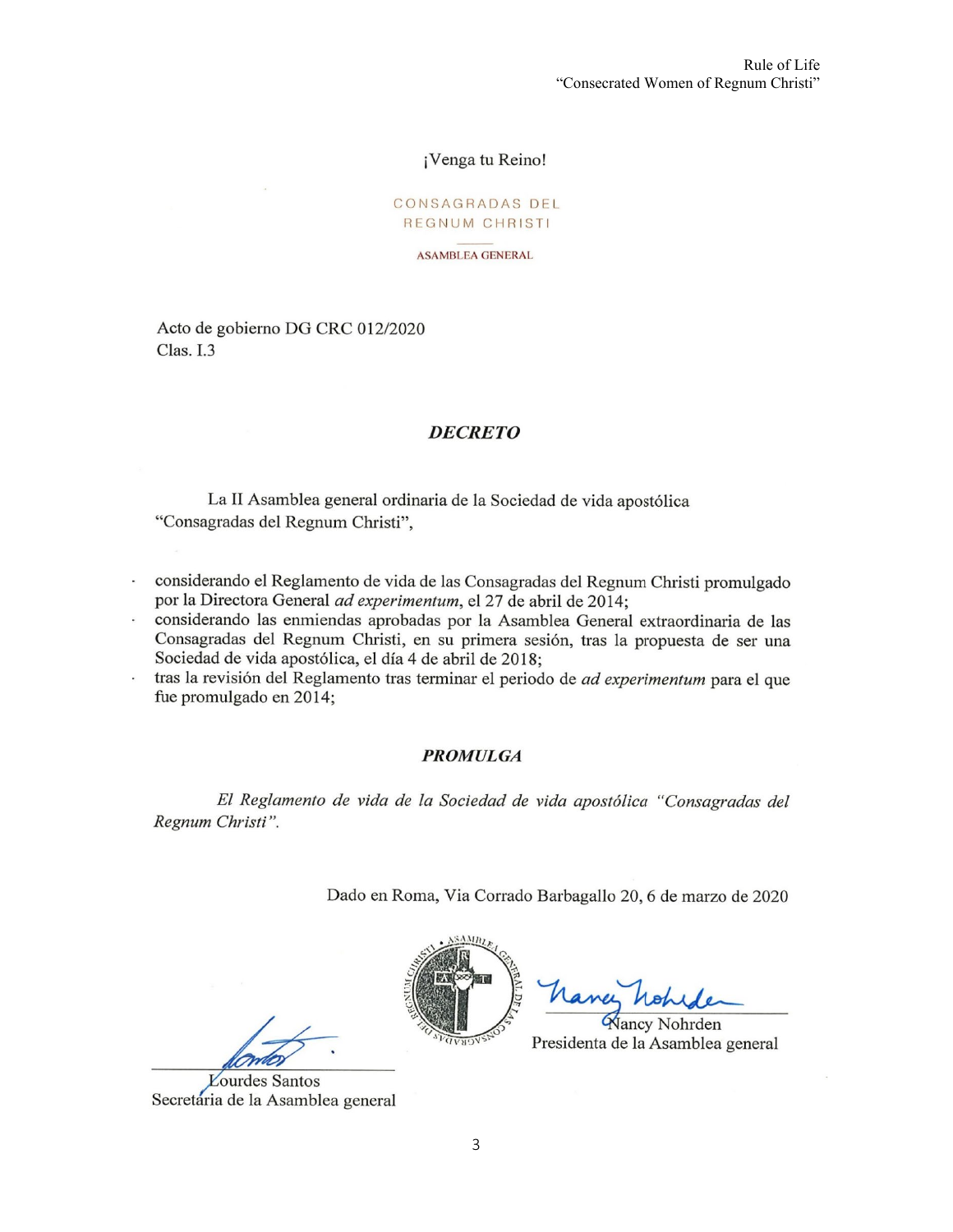¡Venga tu Reino!

CONSAGRADAS DEL REGNUM CHRISTI

ASAMBLEA GENERAL

Acto de gobierno DG CRC 012/2020
Clas. I.3

## *DECRETO*

La II Asamblea general ordinaria de la Sociedad de vida apostólica "Consagradas del Regnum Christi",

- considerando el Reglamento de vida de las Consagradas del Regnum Christi promulgado por la Directora General *ad experimentum*, el 27 de abril de 2014;
- considerando las enmiendas aprobadas por la Asamblea General extraordinaria de las Consagradas del Regnum Christi, en su primera sesión, tras la propuesta de ser una Sociedad de vida apostólica, el día 4 de abril de 2018;
- tras la revisión del Reglamento tras terminar el periodo de *ad experimentum* para el que fue promulgado en 2014;

## *PROMULGA*

*El Reglamento de vida de la Sociedad de vida apostólica "Consagradas del Regnum Christi".*

Dado en Roma, Via Corrado Barbagallo 20, 6 de marzo de 2020

Nancy Nohrden
Presidenta de la Asamblea general

Lourdes Santos
Secretária de la Asamblea general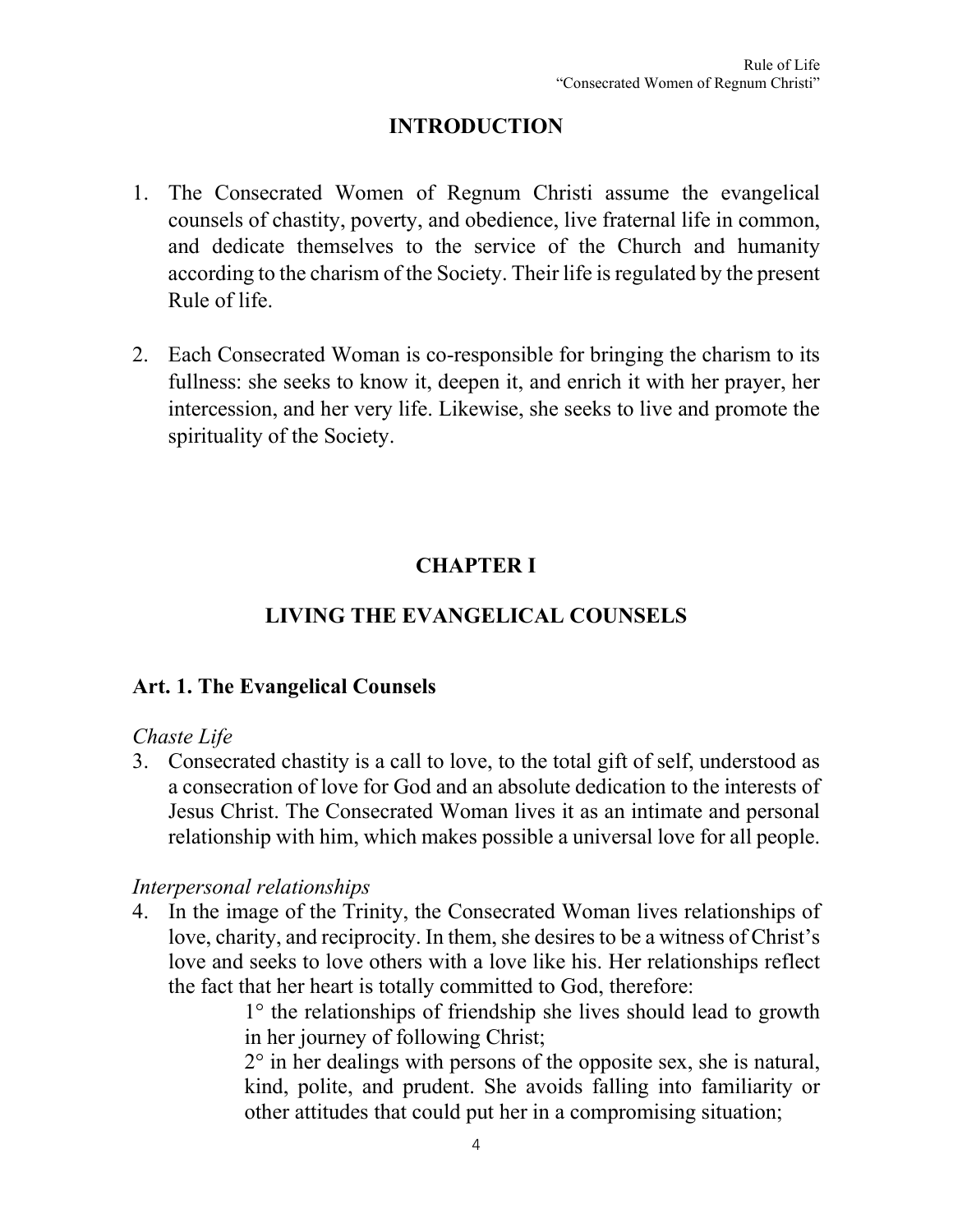## INTRODUCTION

1. The Consecrated Women of Regnum Christi assume the evangelical counsels of chastity, poverty, and obedience, live fraternal life in common, and dedicate themselves to the service of the Church and humanity according to the charism of the Society. Their life is regulated by the present Rule of life.

2. Each Consecrated Woman is co-responsible for bringing the charism to its fullness: she seeks to know it, deepen it, and enrich it with her prayer, her intercession, and her very life. Likewise, she seeks to live and promote the spirituality of the Society.

## CHAPTER I

## LIVING THE EVANGELICAL COUNSELS

### Art. 1. The Evangelical Counsels

*Chaste Life*

3. Consecrated chastity is a call to love, to the total gift of self, understood as a consecration of love for God and an absolute dedication to the interests of Jesus Christ. The Consecrated Woman lives it as an intimate and personal relationship with him, which makes possible a universal love for all people.

*Interpersonal relationships*

4. In the image of the Trinity, the Consecrated Woman lives relationships of love, charity, and reciprocity. In them, she desires to be a witness of Christ's love and seeks to love others with a love like his. Her relationships reflect the fact that her heart is totally committed to God, therefore:

   1° the relationships of friendship she lives should lead to growth in her journey of following Christ;

   2° in her dealings with persons of the opposite sex, she is natural, kind, polite, and prudent. She avoids falling into familiarity or other attitudes that could put her in a compromising situation;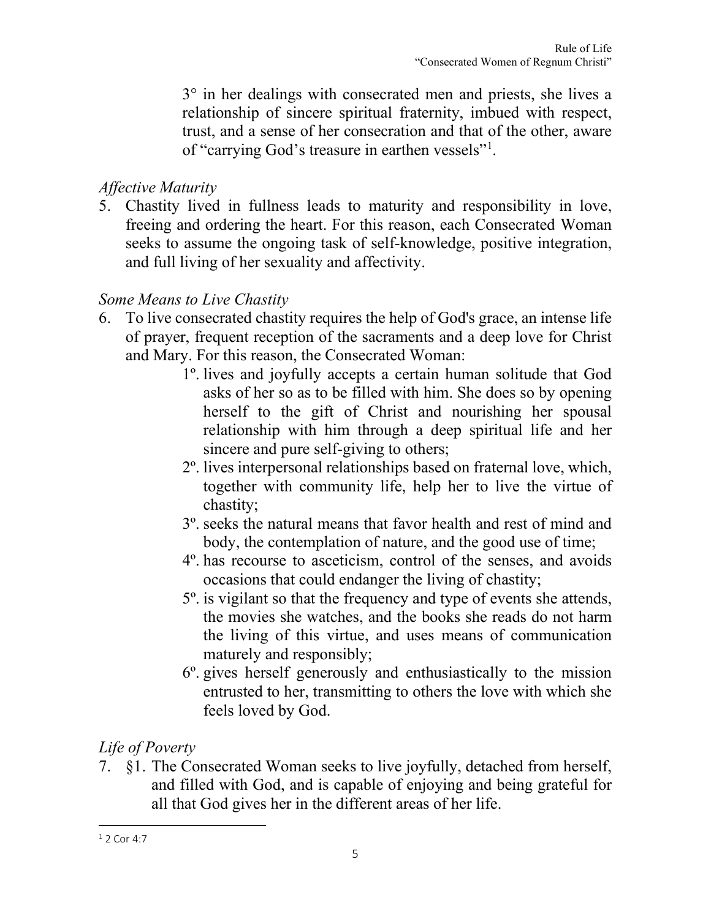3° in her dealings with consecrated men and priests, she lives a relationship of sincere spiritual fraternity, imbued with respect, trust, and a sense of her consecration and that of the other, aware of "carrying God's treasure in earthen vessels"[1].

*Affective Maturity*

5. Chastity lived in fullness leads to maturity and responsibility in love, freeing and ordering the heart. For this reason, each Consecrated Woman seeks to assume the ongoing task of self-knowledge, positive integration, and full living of her sexuality and affectivity.

*Some Means to Live Chastity*

6. To live consecrated chastity requires the help of God's grace, an intense life of prayer, frequent reception of the sacraments and a deep love for Christ and Mary. For this reason, the Consecrated Woman:

   1º. lives and joyfully accepts a certain human solitude that God asks of her so as to be filled with him. She does so by opening herself to the gift of Christ and nourishing her spousal relationship with him through a deep spiritual life and her sincere and pure self-giving to others;

   2º. lives interpersonal relationships based on fraternal love, which, together with community life, help her to live the virtue of chastity;

   3º. seeks the natural means that favor health and rest of mind and body, the contemplation of nature, and the good use of time;

   4º. has recourse to asceticism, control of the senses, and avoids occasions that could endanger the living of chastity;

   5º. is vigilant so that the frequency and type of events she attends, the movies she watches, and the books she reads do not harm the living of this virtue, and uses means of communication maturely and responsibly;

   6º. gives herself generously and enthusiastically to the mission entrusted to her, transmitting to others the love with which she feels loved by God.

*Life of Poverty*

7. §1. The Consecrated Woman seeks to live joyfully, detached from herself, and filled with God, and is capable of enjoying and being grateful for all that God gives her in the different areas of her life.

---

[1] 2 Cor 4:7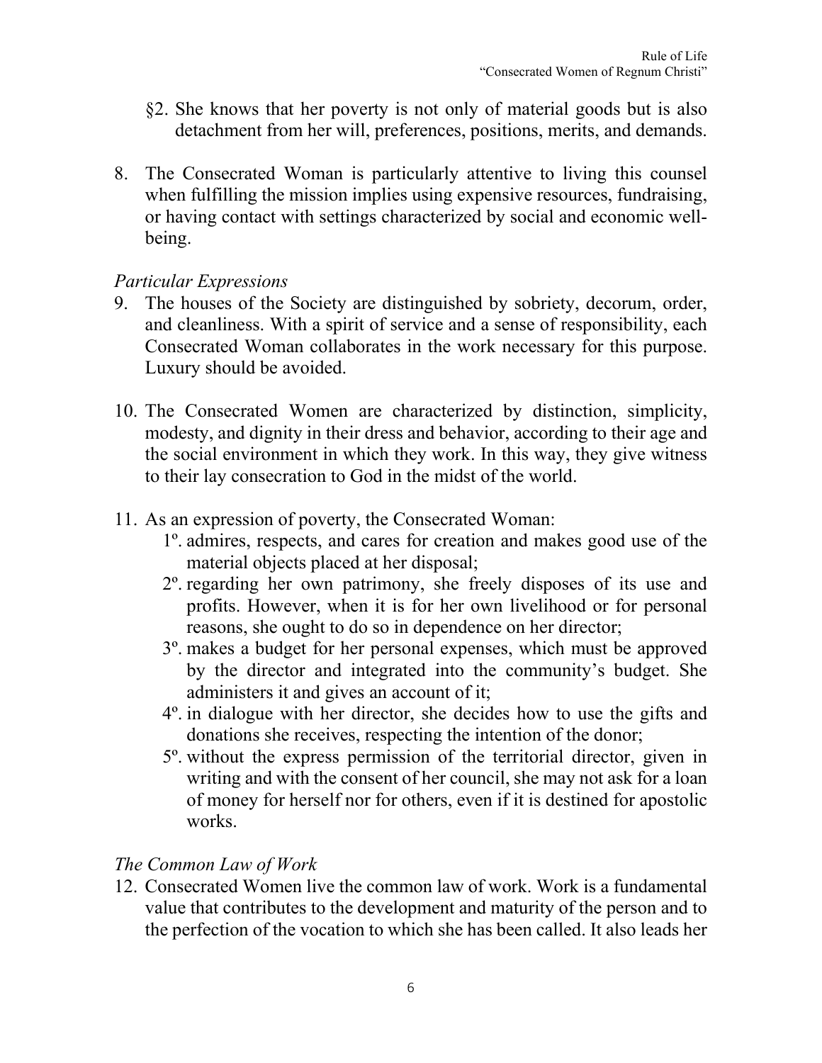§2. She knows that her poverty is not only of material goods but is also detachment from her will, preferences, positions, merits, and demands.

8. The Consecrated Woman is particularly attentive to living this counsel when fulfilling the mission implies using expensive resources, fundraising, or having contact with settings characterized by social and economic well-being.

*Particular Expressions*

9. The houses of the Society are distinguished by sobriety, decorum, order, and cleanliness. With a spirit of service and a sense of responsibility, each Consecrated Woman collaborates in the work necessary for this purpose. Luxury should be avoided.

10. The Consecrated Women are characterized by distinction, simplicity, modesty, and dignity in their dress and behavior, according to their age and the social environment in which they work. In this way, they give witness to their lay consecration to God in the midst of the world.

11. As an expression of poverty, the Consecrated Woman:
    1º. admires, respects, and cares for creation and makes good use of the material objects placed at her disposal;
    2º. regarding her own patrimony, she freely disposes of its use and profits. However, when it is for her own livelihood or for personal reasons, she ought to do so in dependence on her director;
    3º. makes a budget for her personal expenses, which must be approved by the director and integrated into the community's budget. She administers it and gives an account of it;
    4º. in dialogue with her director, she decides how to use the gifts and donations she receives, respecting the intention of the donor;
    5º. without the express permission of the territorial director, given in writing and with the consent of her council, she may not ask for a loan of money for herself nor for others, even if it is destined for apostolic works.

*The Common Law of Work*

12. Consecrated Women live the common law of work. Work is a fundamental value that contributes to the development and maturity of the person and to the perfection of the vocation to which she has been called. It also leads her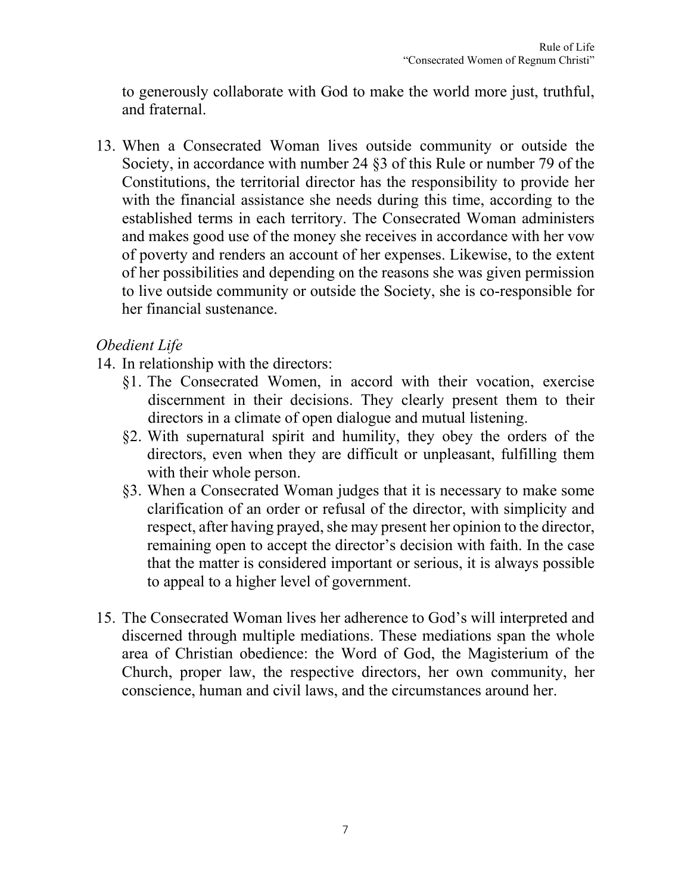to generously collaborate with God to make the world more just, truthful, and fraternal.

13. When a Consecrated Woman lives outside community or outside the Society, in accordance with number 24 §3 of this Rule or number 79 of the Constitutions, the territorial director has the responsibility to provide her with the financial assistance she needs during this time, according to the established terms in each territory. The Consecrated Woman administers and makes good use of the money she receives in accordance with her vow of poverty and renders an account of her expenses. Likewise, to the extent of her possibilities and depending on the reasons she was given permission to live outside community or outside the Society, she is co-responsible for her financial sustenance.

*Obedient Life*

14. In relationship with the directors:
    - §1. The Consecrated Women, in accord with their vocation, exercise discernment in their decisions. They clearly present them to their directors in a climate of open dialogue and mutual listening.
    - §2. With supernatural spirit and humility, they obey the orders of the directors, even when they are difficult or unpleasant, fulfilling them with their whole person.
    - §3. When a Consecrated Woman judges that it is necessary to make some clarification of an order or refusal of the director, with simplicity and respect, after having prayed, she may present her opinion to the director, remaining open to accept the director's decision with faith. In the case that the matter is considered important or serious, it is always possible to appeal to a higher level of government.

15. The Consecrated Woman lives her adherence to God's will interpreted and discerned through multiple mediations. These mediations span the whole area of Christian obedience: the Word of God, the Magisterium of the Church, proper law, the respective directors, her own community, her conscience, human and civil laws, and the circumstances around her.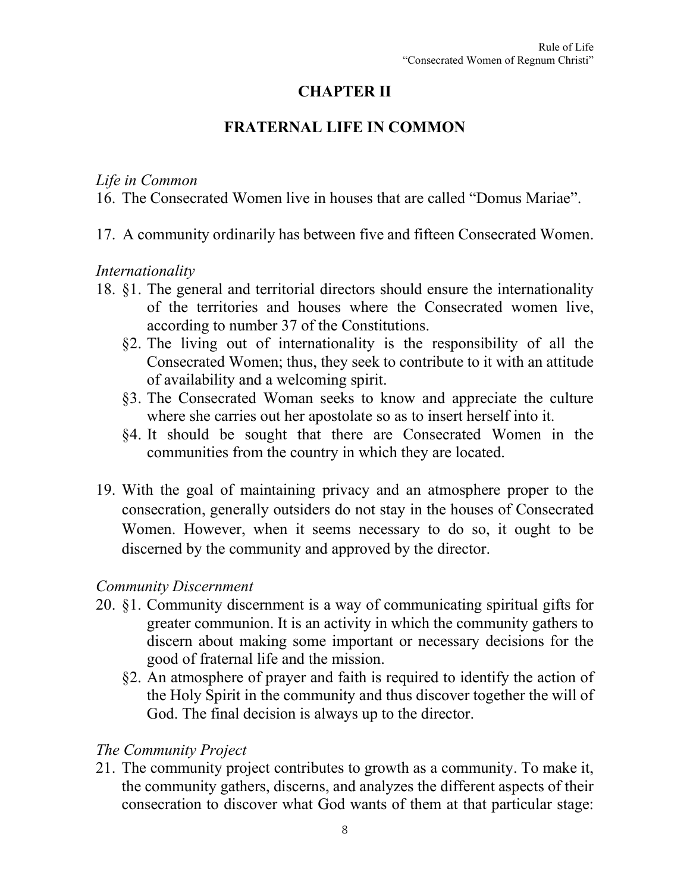## CHAPTER II

## FRATERNAL LIFE IN COMMON

*Life in Common*

16. The Consecrated Women live in houses that are called "Domus Mariae".

17. A community ordinarily has between five and fifteen Consecrated Women.

*Internationality*

18. §1. The general and territorial directors should ensure the internationality of the territories and houses where the Consecrated women live, according to number 37 of the Constitutions.

    §2. The living out of internationality is the responsibility of all the Consecrated Women; thus, they seek to contribute to it with an attitude of availability and a welcoming spirit.

    §3. The Consecrated Woman seeks to know and appreciate the culture where she carries out her apostolate so as to insert herself into it.

    §4. It should be sought that there are Consecrated Women in the communities from the country in which they are located.

19. With the goal of maintaining privacy and an atmosphere proper to the consecration, generally outsiders do not stay in the houses of Consecrated Women. However, when it seems necessary to do so, it ought to be discerned by the community and approved by the director.

*Community Discernment*

20. §1. Community discernment is a way of communicating spiritual gifts for greater communion. It is an activity in which the community gathers to discern about making some important or necessary decisions for the good of fraternal life and the mission.

    §2. An atmosphere of prayer and faith is required to identify the action of the Holy Spirit in the community and thus discover together the will of God. The final decision is always up to the director.

*The Community Project*

21. The community project contributes to growth as a community. To make it, the community gathers, discerns, and analyzes the different aspects of their consecration to discover what God wants of them at that particular stage: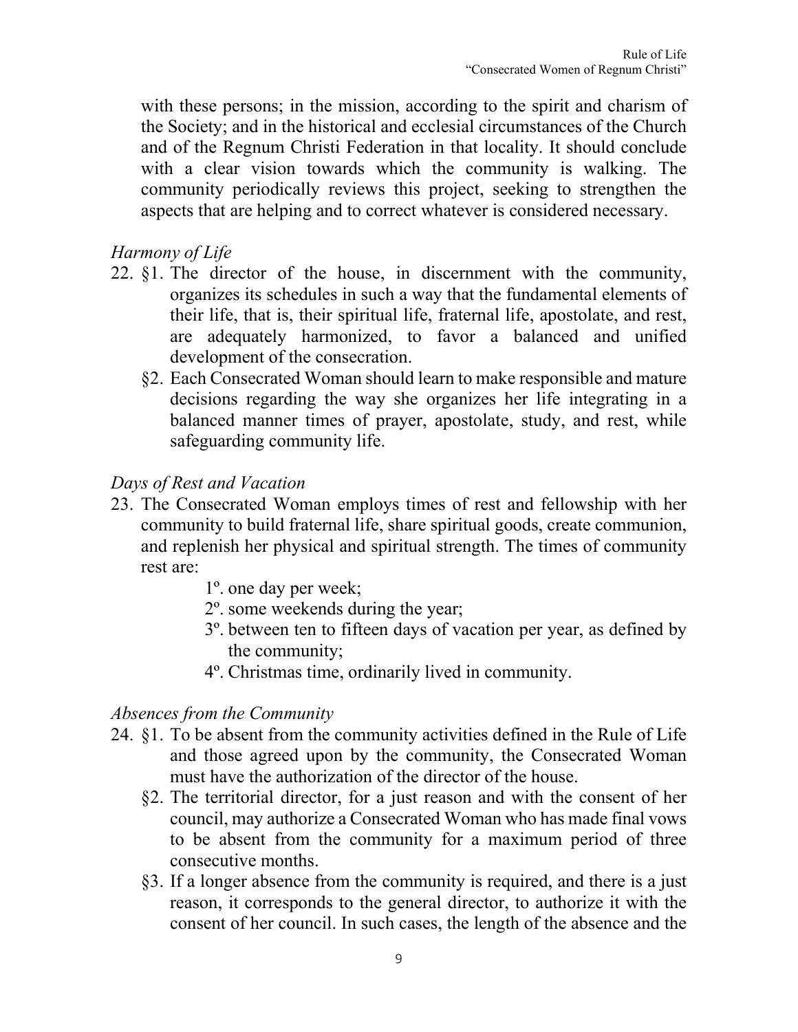with these persons; in the mission, according to the spirit and charism of the Society; and in the historical and ecclesial circumstances of the Church and of the Regnum Christi Federation in that locality. It should conclude with a clear vision towards which the community is walking. The community periodically reviews this project, seeking to strengthen the aspects that are helping and to correct whatever is considered necessary.

*Harmony of Life*

22. §1. The director of the house, in discernment with the community, organizes its schedules in such a way that the fundamental elements of their life, that is, their spiritual life, fraternal life, apostolate, and rest, are adequately harmonized, to favor a balanced and unified development of the consecration.

    §2. Each Consecrated Woman should learn to make responsible and mature decisions regarding the way she organizes her life integrating in a balanced manner times of prayer, apostolate, study, and rest, while safeguarding community life.

*Days of Rest and Vacation*

23. The Consecrated Woman employs times of rest and fellowship with her community to build fraternal life, share spiritual goods, create communion, and replenish her physical and spiritual strength. The times of community rest are:

    1º. one day per week;
    2º. some weekends during the year;
    3º. between ten to fifteen days of vacation per year, as defined by the community;
    4º. Christmas time, ordinarily lived in community.

*Absences from the Community*

24. §1. To be absent from the community activities defined in the Rule of Life and those agreed upon by the community, the Consecrated Woman must have the authorization of the director of the house.

    §2. The territorial director, for a just reason and with the consent of her council, may authorize a Consecrated Woman who has made final vows to be absent from the community for a maximum period of three consecutive months.

    §3. If a longer absence from the community is required, and there is a just reason, it corresponds to the general director, to authorize it with the consent of her council. In such cases, the length of the absence and the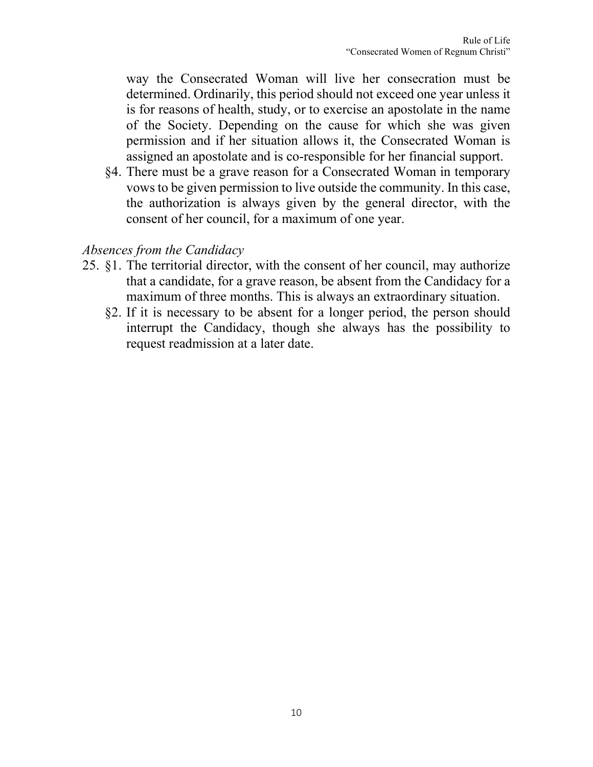way the Consecrated Woman will live her consecration must be determined. Ordinarily, this period should not exceed one year unless it is for reasons of health, study, or to exercise an apostolate in the name of the Society. Depending on the cause for which she was given permission and if her situation allows it, the Consecrated Woman is assigned an apostolate and is co-responsible for her financial support.

§4. There must be a grave reason for a Consecrated Woman in temporary vows to be given permission to live outside the community. In this case, the authorization is always given by the general director, with the consent of her council, for a maximum of one year.

*Absences from the Candidacy*

25. §1. The territorial director, with the consent of her council, may authorize that a candidate, for a grave reason, be absent from the Candidacy for a maximum of three months. This is always an extraordinary situation.

§2. If it is necessary to be absent for a longer period, the person should interrupt the Candidacy, though she always has the possibility to request readmission at a later date.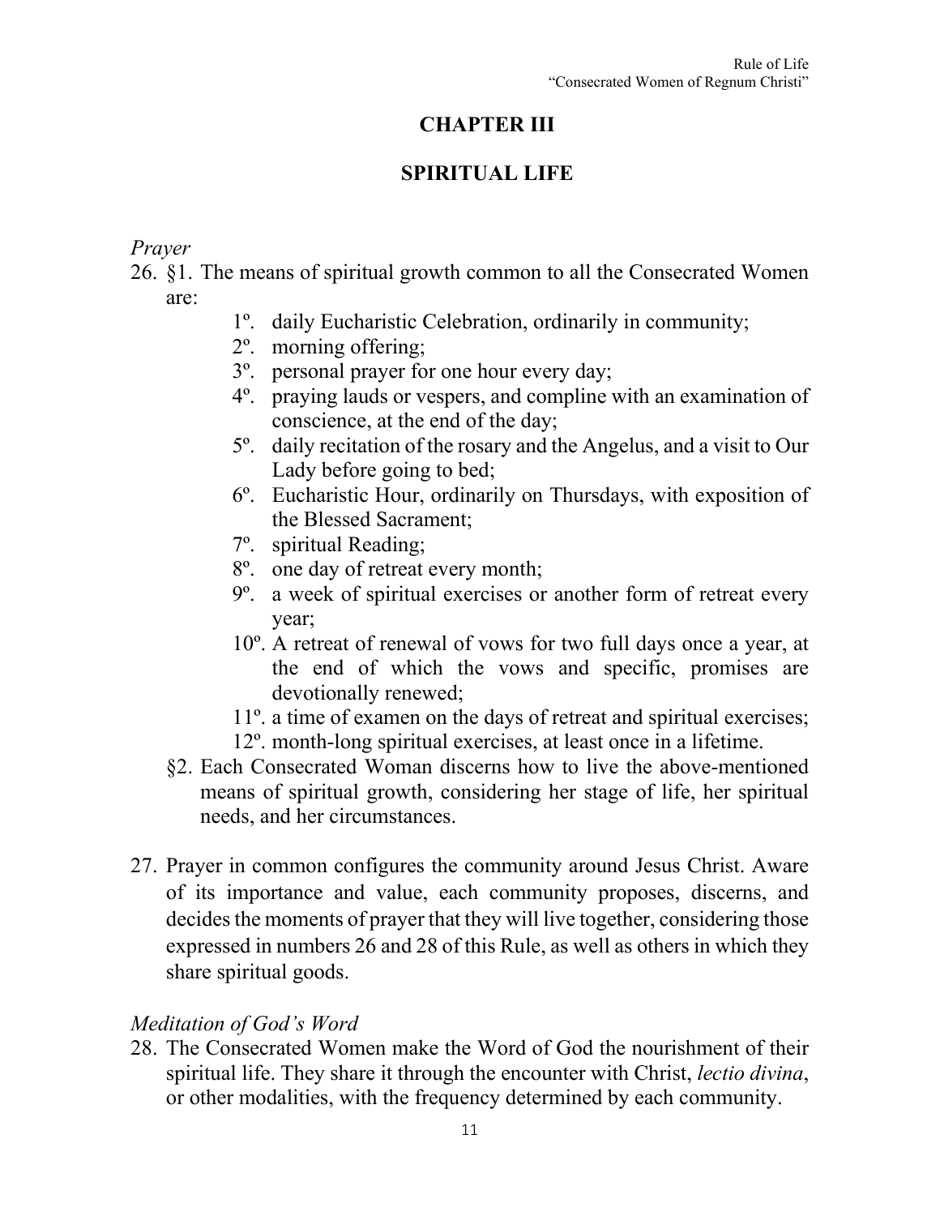# CHAPTER III

## SPIRITUAL LIFE

*Prayer*

26. §1. The means of spiritual growth common to all the Consecrated Women are:

    1º. daily Eucharistic Celebration, ordinarily in community;
    2º. morning offering;
    3º. personal prayer for one hour every day;
    4º. praying lauds or vespers, and compline with an examination of conscience, at the end of the day;
    5º. daily recitation of the rosary and the Angelus, and a visit to Our Lady before going to bed;
    6º. Eucharistic Hour, ordinarily on Thursdays, with exposition of the Blessed Sacrament;
    7º. spiritual Reading;
    8º. one day of retreat every month;
    9º. a week of spiritual exercises or another form of retreat every year;
    10º. A retreat of renewal of vows for two full days once a year, at the end of which the vows and specific, promises are devotionally renewed;
    11º. a time of examen on the days of retreat and spiritual exercises;
    12º. month-long spiritual exercises, at least once in a lifetime.

    §2. Each Consecrated Woman discerns how to live the above-mentioned means of spiritual growth, considering her stage of life, her spiritual needs, and her circumstances.

27. Prayer in common configures the community around Jesus Christ. Aware of its importance and value, each community proposes, discerns, and decides the moments of prayer that they will live together, considering those expressed in numbers 26 and 28 of this Rule, as well as others in which they share spiritual goods.

*Meditation of God's Word*

28. The Consecrated Women make the Word of God the nourishment of their spiritual life. They share it through the encounter with Christ, *lectio divina*, or other modalities, with the frequency determined by each community.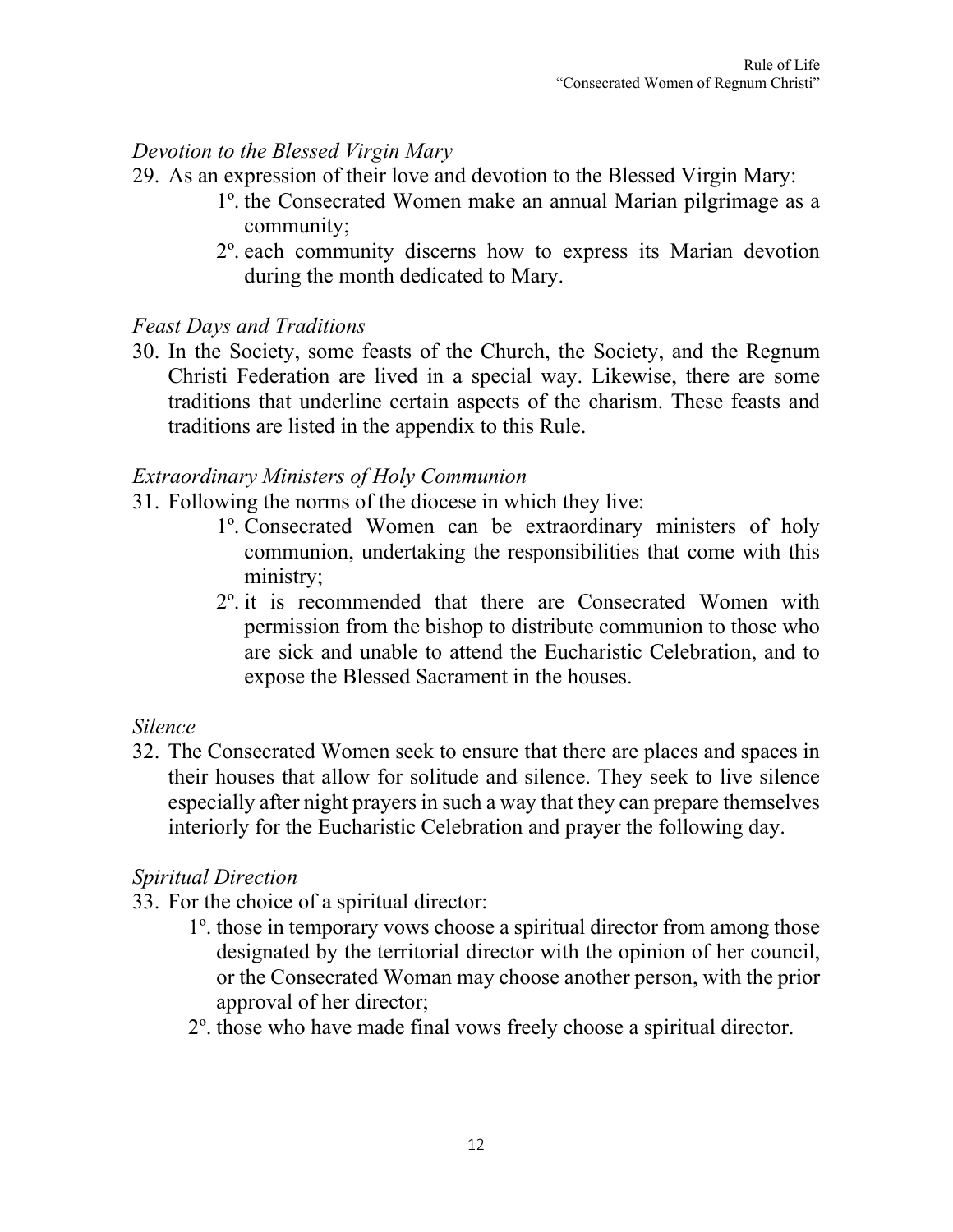*Devotion to the Blessed Virgin Mary*

29. As an expression of their love and devotion to the Blessed Virgin Mary:
    1º. the Consecrated Women make an annual Marian pilgrimage as a community;
    2º. each community discerns how to express its Marian devotion during the month dedicated to Mary.

*Feast Days and Traditions*

30. In the Society, some feasts of the Church, the Society, and the Regnum Christi Federation are lived in a special way. Likewise, there are some traditions that underline certain aspects of the charism. These feasts and traditions are listed in the appendix to this Rule.

*Extraordinary Ministers of Holy Communion*

31. Following the norms of the diocese in which they live:
    1º. Consecrated Women can be extraordinary ministers of holy communion, undertaking the responsibilities that come with this ministry;
    2º. it is recommended that there are Consecrated Women with permission from the bishop to distribute communion to those who are sick and unable to attend the Eucharistic Celebration, and to expose the Blessed Sacrament in the houses.

*Silence*

32. The Consecrated Women seek to ensure that there are places and spaces in their houses that allow for solitude and silence. They seek to live silence especially after night prayers in such a way that they can prepare themselves interiorly for the Eucharistic Celebration and prayer the following day.

*Spiritual Direction*

33. For the choice of a spiritual director:
    1º. those in temporary vows choose a spiritual director from among those designated by the territorial director with the opinion of her council, or the Consecrated Woman may choose another person, with the prior approval of her director;
    2º. those who have made final vows freely choose a spiritual director.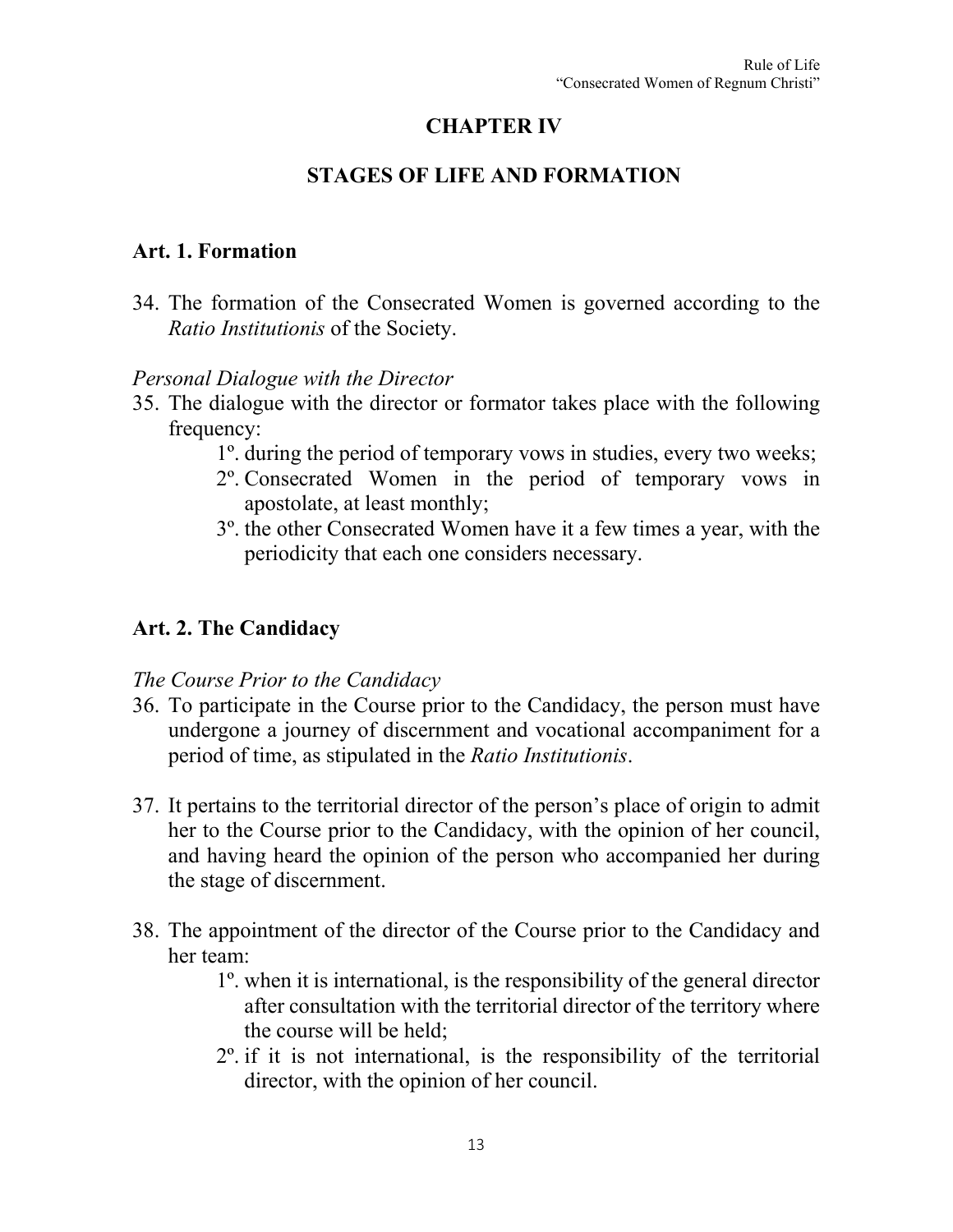# CHAPTER IV

# STAGES OF LIFE AND FORMATION

## Art. 1. Formation

34. The formation of the Consecrated Women is governed according to the *Ratio Institutionis* of the Society.

*Personal Dialogue with the Director*

35. The dialogue with the director or formator takes place with the following frequency:
    1º. during the period of temporary vows in studies, every two weeks;
    2º. Consecrated Women in the period of temporary vows in apostolate, at least monthly;
    3º. the other Consecrated Women have it a few times a year, with the periodicity that each one considers necessary.

## Art. 2. The Candidacy

*The Course Prior to the Candidacy*

36. To participate in the Course prior to the Candidacy, the person must have undergone a journey of discernment and vocational accompaniment for a period of time, as stipulated in the *Ratio Institutionis*.

37. It pertains to the territorial director of the person's place of origin to admit her to the Course prior to the Candidacy, with the opinion of her council, and having heard the opinion of the person who accompanied her during the stage of discernment.

38. The appointment of the director of the Course prior to the Candidacy and her team:
    1º. when it is international, is the responsibility of the general director after consultation with the territorial director of the territory where the course will be held;
    2º. if it is not international, is the responsibility of the territorial director, with the opinion of her council.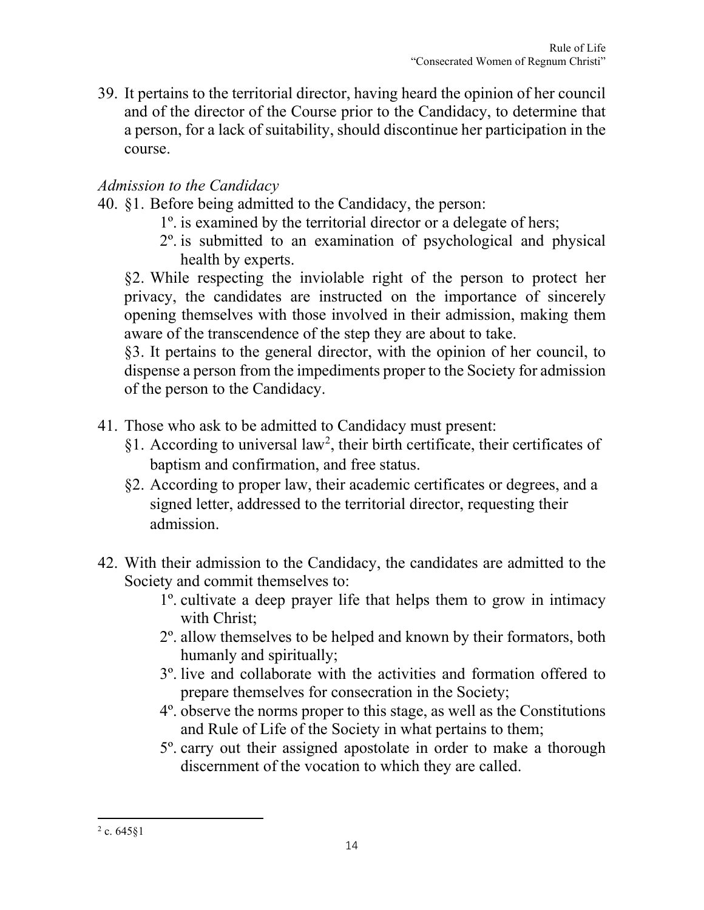39. It pertains to the territorial director, having heard the opinion of her council and of the director of the Course prior to the Candidacy, to determine that a person, for a lack of suitability, should discontinue her participation in the course.

*Admission to the Candidacy*

40. §1. Before being admitted to the Candidacy, the person:
    1º. is examined by the territorial director or a delegate of hers;
    2º. is submitted to an examination of psychological and physical health by experts.

    §2. While respecting the inviolable right of the person to protect her privacy, the candidates are instructed on the importance of sincerely opening themselves with those involved in their admission, making them aware of the transcendence of the step they are about to take.

    §3. It pertains to the general director, with the opinion of her council, to dispense a person from the impediments proper to the Society for admission of the person to the Candidacy.

41. Those who ask to be admitted to Candidacy must present:
    §1. According to universal law[2], their birth certificate, their certificates of baptism and confirmation, and free status.
    §2. According to proper law, their academic certificates or degrees, and a signed letter, addressed to the territorial director, requesting their admission.

42. With their admission to the Candidacy, the candidates are admitted to the Society and commit themselves to:
    1º. cultivate a deep prayer life that helps them to grow in intimacy with Christ;
    2º. allow themselves to be helped and known by their formators, both humanly and spiritually;
    3º. live and collaborate with the activities and formation offered to prepare themselves for consecration in the Society;
    4º. observe the norms proper to this stage, as well as the Constitutions and Rule of Life of the Society in what pertains to them;
    5º. carry out their assigned apostolate in order to make a thorough discernment of the vocation to which they are called.

---

[2] c. 645§1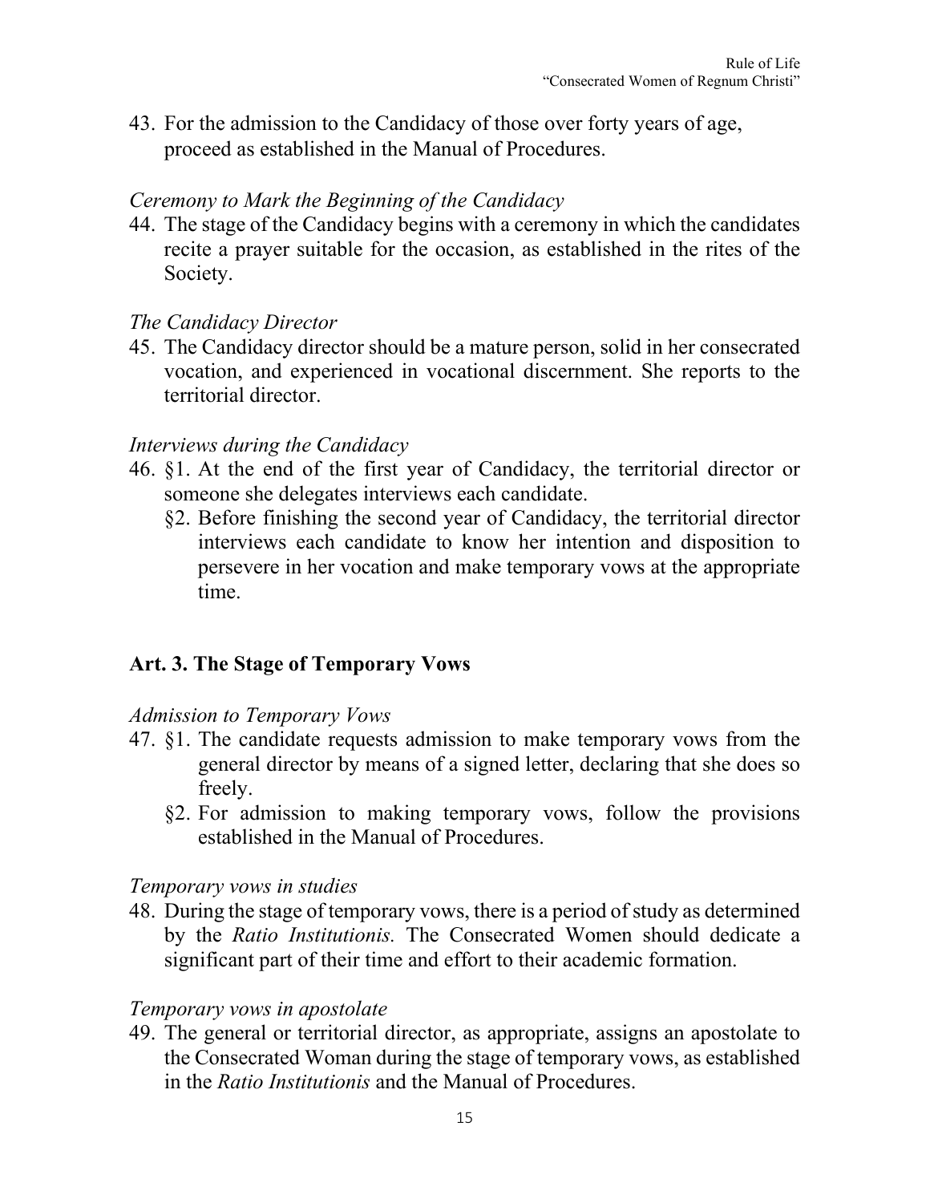43. For the admission to the Candidacy of those over forty years of age, proceed as established in the Manual of Procedures.

*Ceremony to Mark the Beginning of the Candidacy*

44. The stage of the Candidacy begins with a ceremony in which the candidates recite a prayer suitable for the occasion, as established in the rites of the Society.

*The Candidacy Director*

45. The Candidacy director should be a mature person, solid in her consecrated vocation, and experienced in vocational discernment. She reports to the territorial director.

*Interviews during the Candidacy*

46. §1. At the end of the first year of Candidacy, the territorial director or someone she delegates interviews each candidate.

    §2. Before finishing the second year of Candidacy, the territorial director interviews each candidate to know her intention and disposition to persevere in her vocation and make temporary vows at the appropriate time.

## Art. 3. The Stage of Temporary Vows

*Admission to Temporary Vows*

47. §1. The candidate requests admission to make temporary vows from the general director by means of a signed letter, declaring that she does so freely.

    §2. For admission to making temporary vows, follow the provisions established in the Manual of Procedures.

*Temporary vows in studies*

48. During the stage of temporary vows, there is a period of study as determined by the *Ratio Institutionis*. The Consecrated Women should dedicate a significant part of their time and effort to their academic formation.

*Temporary vows in apostolate*

49. The general or territorial director, as appropriate, assigns an apostolate to the Consecrated Woman during the stage of temporary vows, as established in the *Ratio Institutionis* and the Manual of Procedures.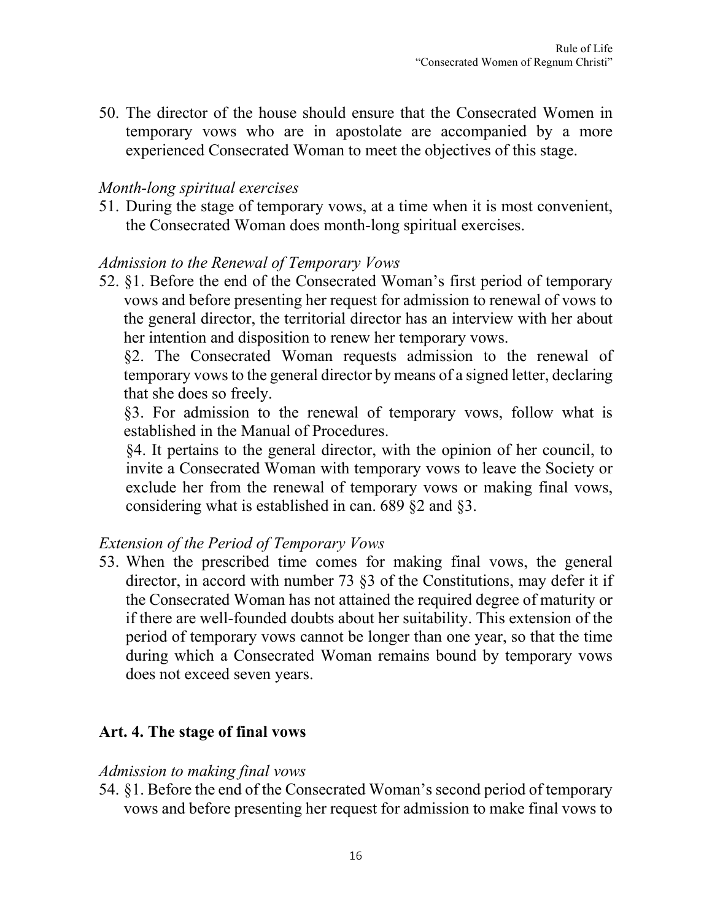50. The director of the house should ensure that the Consecrated Women in temporary vows who are in apostolate are accompanied by a more experienced Consecrated Woman to meet the objectives of this stage.

*Month-long spiritual exercises*

51. During the stage of temporary vows, at a time when it is most convenient, the Consecrated Woman does month-long spiritual exercises.

*Admission to the Renewal of Temporary Vows*

52. §1. Before the end of the Consecrated Woman's first period of temporary vows and before presenting her request for admission to renewal of vows to the general director, the territorial director has an interview with her about her intention and disposition to renew her temporary vows.

    §2. The Consecrated Woman requests admission to the renewal of temporary vows to the general director by means of a signed letter, declaring that she does so freely.

    §3. For admission to the renewal of temporary vows, follow what is established in the Manual of Procedures.

    §4. It pertains to the general director, with the opinion of her council, to invite a Consecrated Woman with temporary vows to leave the Society or exclude her from the renewal of temporary vows or making final vows, considering what is established in can. 689 §2 and §3.

*Extension of the Period of Temporary Vows*

53. When the prescribed time comes for making final vows, the general director, in accord with number 73 §3 of the Constitutions, may defer it if the Consecrated Woman has not attained the required degree of maturity or if there are well-founded doubts about her suitability. This extension of the period of temporary vows cannot be longer than one year, so that the time during which a Consecrated Woman remains bound by temporary vows does not exceed seven years.

## Art. 4. The stage of final vows

*Admission to making final vows*

54. §1. Before the end of the Consecrated Woman's second period of temporary vows and before presenting her request for admission to make final vows to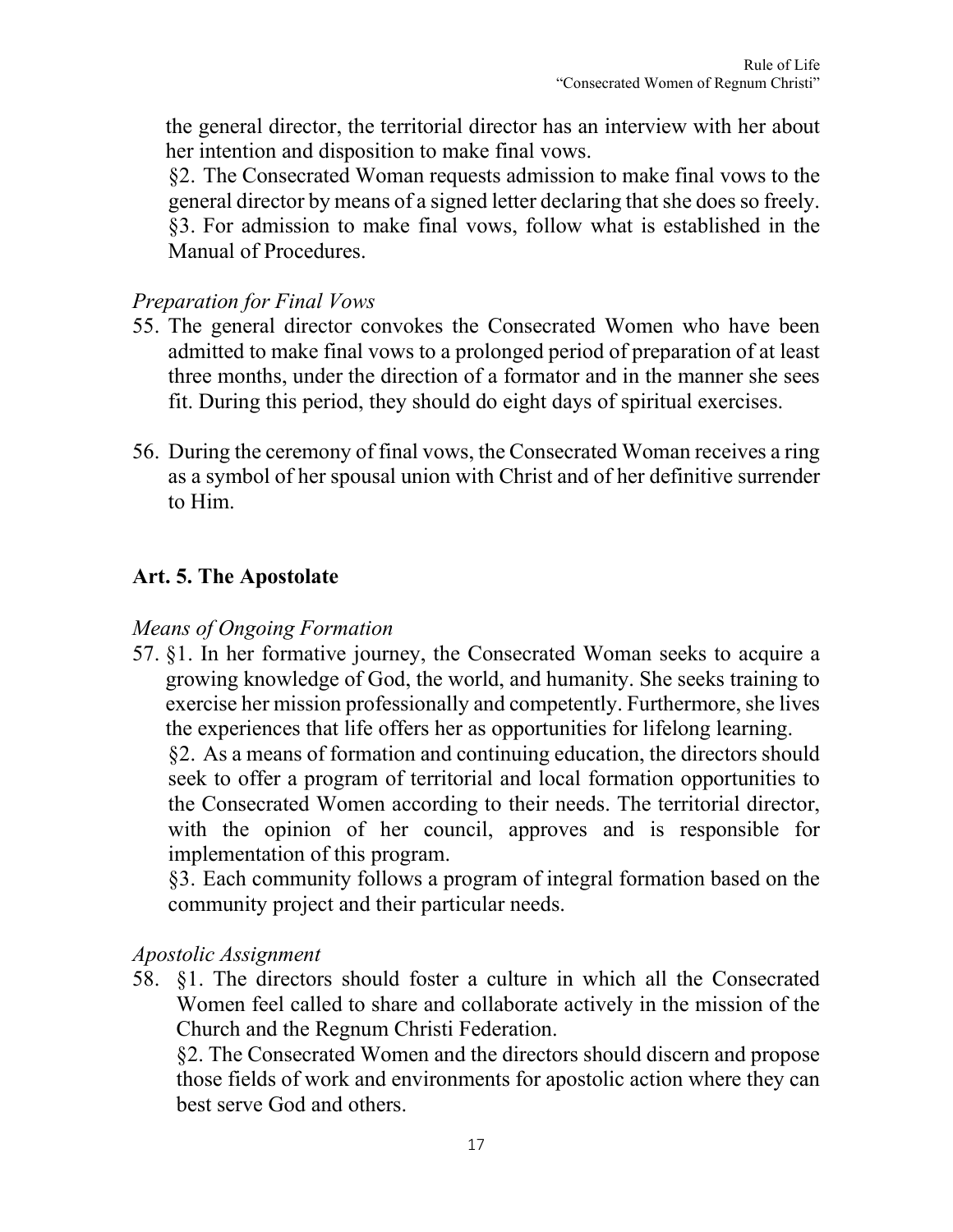the general director, the territorial director has an interview with her about her intention and disposition to make final vows.

§2. The Consecrated Woman requests admission to make final vows to the general director by means of a signed letter declaring that she does so freely.

§3. For admission to make final vows, follow what is established in the Manual of Procedures.

*Preparation for Final Vows*

55. The general director convokes the Consecrated Women who have been admitted to make final vows to a prolonged period of preparation of at least three months, under the direction of a formator and in the manner she sees fit. During this period, they should do eight days of spiritual exercises.

56. During the ceremony of final vows, the Consecrated Woman receives a ring as a symbol of her spousal union with Christ and of her definitive surrender to Him.

## Art. 5. The Apostolate

*Means of Ongoing Formation*

57. §1. In her formative journey, the Consecrated Woman seeks to acquire a growing knowledge of God, the world, and humanity. She seeks training to exercise her mission professionally and competently. Furthermore, she lives the experiences that life offers her as opportunities for lifelong learning.

§2. As a means of formation and continuing education, the directors should seek to offer a program of territorial and local formation opportunities to the Consecrated Women according to their needs. The territorial director, with the opinion of her council, approves and is responsible for implementation of this program.

§3. Each community follows a program of integral formation based on the community project and their particular needs.

*Apostolic Assignment*

58. §1. The directors should foster a culture in which all the Consecrated Women feel called to share and collaborate actively in the mission of the Church and the Regnum Christi Federation.

§2. The Consecrated Women and the directors should discern and propose those fields of work and environments for apostolic action where they can best serve God and others.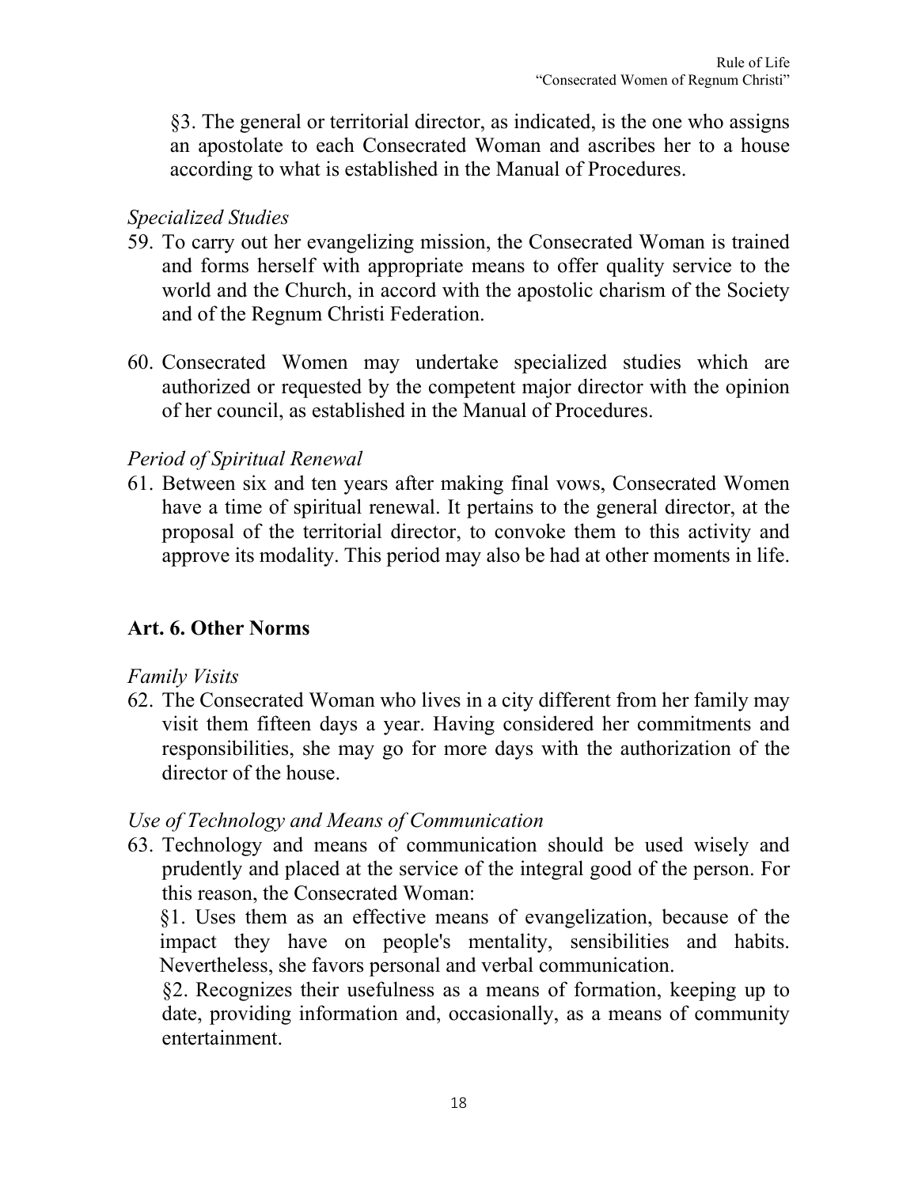§3. The general or territorial director, as indicated, is the one who assigns an apostolate to each Consecrated Woman and ascribes her to a house according to what is established in the Manual of Procedures.

*Specialized Studies*

59. To carry out her evangelizing mission, the Consecrated Woman is trained and forms herself with appropriate means to offer quality service to the world and the Church, in accord with the apostolic charism of the Society and of the Regnum Christi Federation.

60. Consecrated Women may undertake specialized studies which are authorized or requested by the competent major director with the opinion of her council, as established in the Manual of Procedures.

*Period of Spiritual Renewal*

61. Between six and ten years after making final vows, Consecrated Women have a time of spiritual renewal. It pertains to the general director, at the proposal of the territorial director, to convoke them to this activity and approve its modality. This period may also be had at other moments in life.

## Art. 6. Other Norms

*Family Visits*

62. The Consecrated Woman who lives in a city different from her family may visit them fifteen days a year. Having considered her commitments and responsibilities, she may go for more days with the authorization of the director of the house.

*Use of Technology and Means of Communication*

63. Technology and means of communication should be used wisely and prudently and placed at the service of the integral good of the person. For this reason, the Consecrated Woman:

    §1. Uses them as an effective means of evangelization, because of the impact they have on people's mentality, sensibilities and habits. Nevertheless, she favors personal and verbal communication.

    §2. Recognizes their usefulness as a means of formation, keeping up to date, providing information and, occasionally, as a means of community entertainment.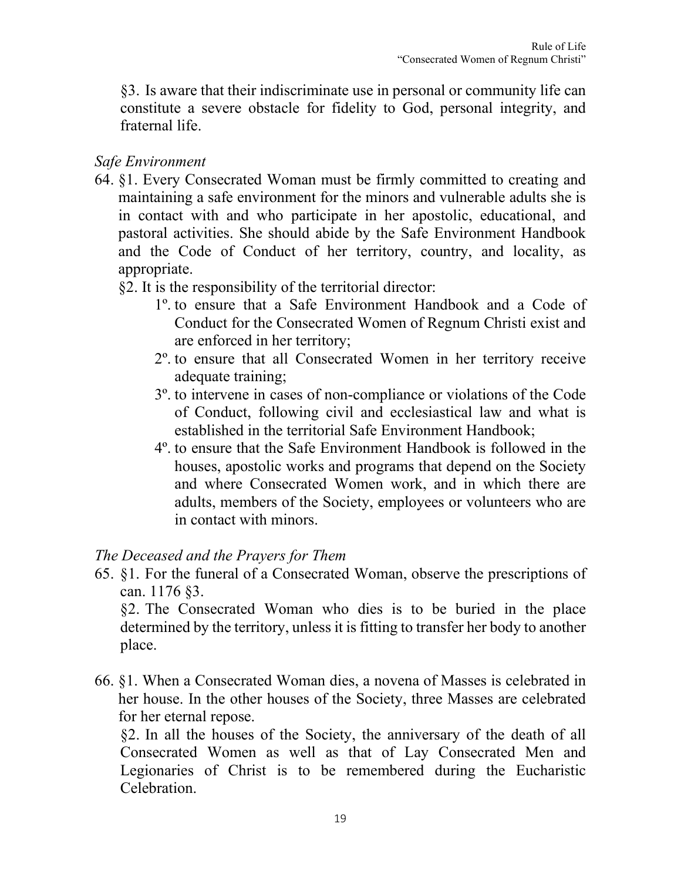§3. Is aware that their indiscriminate use in personal or community life can constitute a severe obstacle for fidelity to God, personal integrity, and fraternal life.

*Safe Environment*

64. §1. Every Consecrated Woman must be firmly committed to creating and maintaining a safe environment for the minors and vulnerable adults she is in contact with and who participate in her apostolic, educational, and pastoral activities. She should abide by the Safe Environment Handbook and the Code of Conduct of her territory, country, and locality, as appropriate.

    §2. It is the responsibility of the territorial director:

    1º. to ensure that a Safe Environment Handbook and a Code of Conduct for the Consecrated Women of Regnum Christi exist and are enforced in her territory;

    2º. to ensure that all Consecrated Women in her territory receive adequate training;

    3º. to intervene in cases of non-compliance or violations of the Code of Conduct, following civil and ecclesiastical law and what is established in the territorial Safe Environment Handbook;

    4º. to ensure that the Safe Environment Handbook is followed in the houses, apostolic works and programs that depend on the Society and where Consecrated Women work, and in which there are adults, members of the Society, employees or volunteers who are in contact with minors.

*The Deceased and the Prayers for Them*

65. §1. For the funeral of a Consecrated Woman, observe the prescriptions of can. 1176 §3.

    §2. The Consecrated Woman who dies is to be buried in the place determined by the territory, unless it is fitting to transfer her body to another place.

66. §1. When a Consecrated Woman dies, a novena of Masses is celebrated in her house. In the other houses of the Society, three Masses are celebrated for her eternal repose.

    §2. In all the houses of the Society, the anniversary of the death of all Consecrated Women as well as that of Lay Consecrated Men and Legionaries of Christ is to be remembered during the Eucharistic Celebration.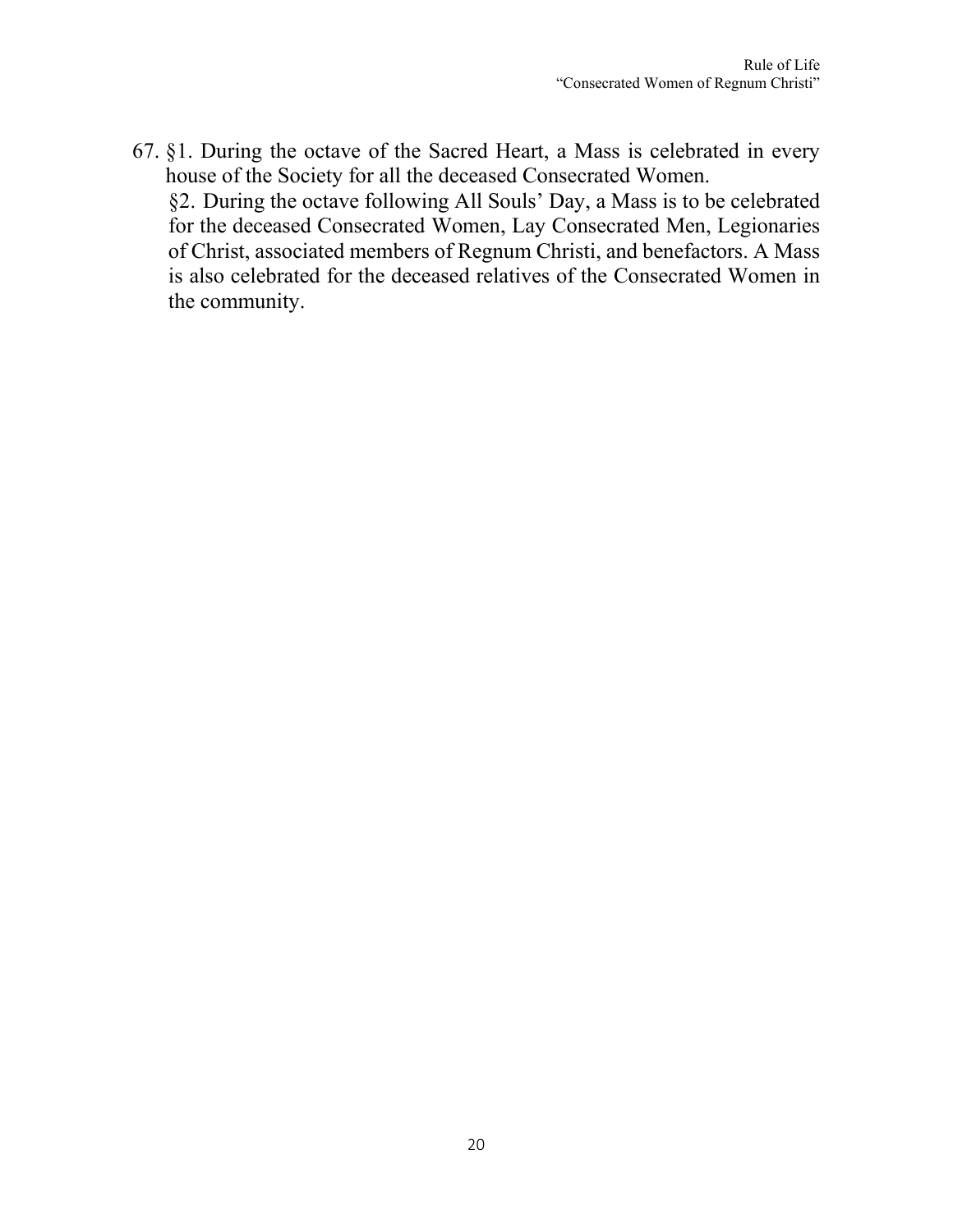67. §1. During the octave of the Sacred Heart, a Mass is celebrated in every house of the Society for all the deceased Consecrated Women.

§2. During the octave following All Souls' Day, a Mass is to be celebrated for the deceased Consecrated Women, Lay Consecrated Men, Legionaries of Christ, associated members of Regnum Christi, and benefactors. A Mass is also celebrated for the deceased relatives of the Consecrated Women in the community.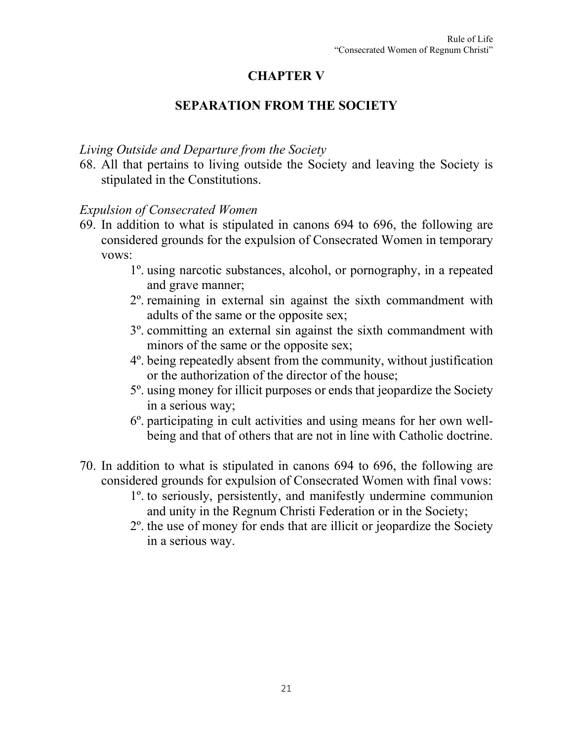# CHAPTER V

## SEPARATION FROM THE SOCIETY

*Living Outside and Departure from the Society*

68. All that pertains to living outside the Society and leaving the Society is stipulated in the Constitutions.

*Expulsion of Consecrated Women*

69. In addition to what is stipulated in canons 694 to 696, the following are considered grounds for the expulsion of Consecrated Women in temporary vows:
    - 1º. using narcotic substances, alcohol, or pornography, in a repeated and grave manner;
    - 2º. remaining in external sin against the sixth commandment with adults of the same or the opposite sex;
    - 3º. committing an external sin against the sixth commandment with minors of the same or the opposite sex;
    - 4º. being repeatedly absent from the community, without justification or the authorization of the director of the house;
    - 5º. using money for illicit purposes or ends that jeopardize the Society in a serious way;
    - 6º. participating in cult activities and using means for her own well-being and that of others that are not in line with Catholic doctrine.

70. In addition to what is stipulated in canons 694 to 696, the following are considered grounds for expulsion of Consecrated Women with final vows:
    - 1º. to seriously, persistently, and manifestly undermine communion and unity in the Regnum Christi Federation or in the Society;
    - 2º. the use of money for ends that are illicit or jeopardize the Society in a serious way.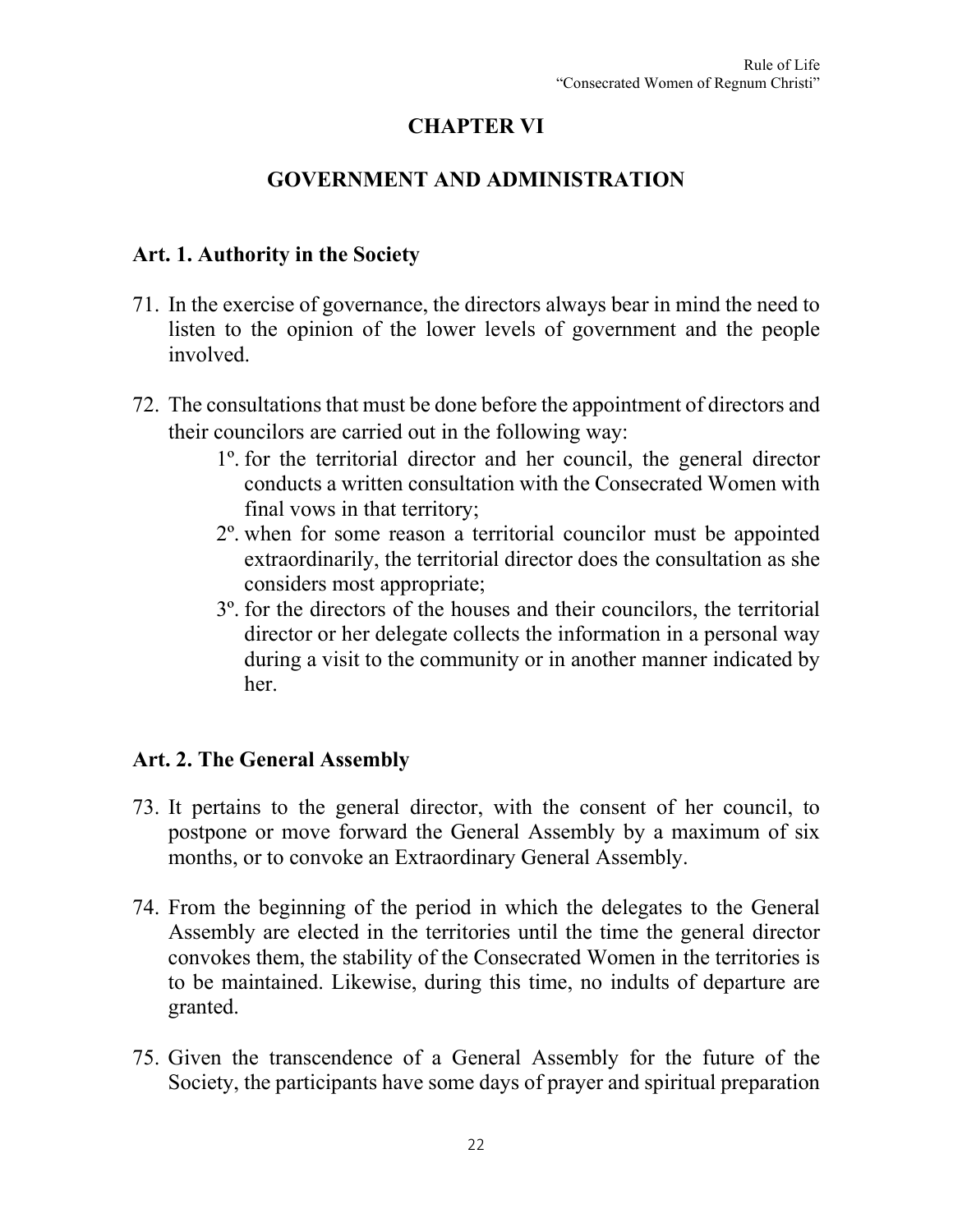# CHAPTER VI

# GOVERNMENT AND ADMINISTRATION

## Art. 1. Authority in the Society

71. In the exercise of governance, the directors always bear in mind the need to listen to the opinion of the lower levels of government and the people involved.

72. The consultations that must be done before the appointment of directors and their councilors are carried out in the following way:
    - 1º. for the territorial director and her council, the general director conducts a written consultation with the Consecrated Women with final vows in that territory;
    - 2º. when for some reason a territorial councilor must be appointed extraordinarily, the territorial director does the consultation as she considers most appropriate;
    - 3º. for the directors of the houses and their councilors, the territorial director or her delegate collects the information in a personal way during a visit to the community or in another manner indicated by her.

## Art. 2. The General Assembly

73. It pertains to the general director, with the consent of her council, to postpone or move forward the General Assembly by a maximum of six months, or to convoke an Extraordinary General Assembly.

74. From the beginning of the period in which the delegates to the General Assembly are elected in the territories until the time the general director convokes them, the stability of the Consecrated Women in the territories is to be maintained. Likewise, during this time, no indults of departure are granted.

75. Given the transcendence of a General Assembly for the future of the Society, the participants have some days of prayer and spiritual preparation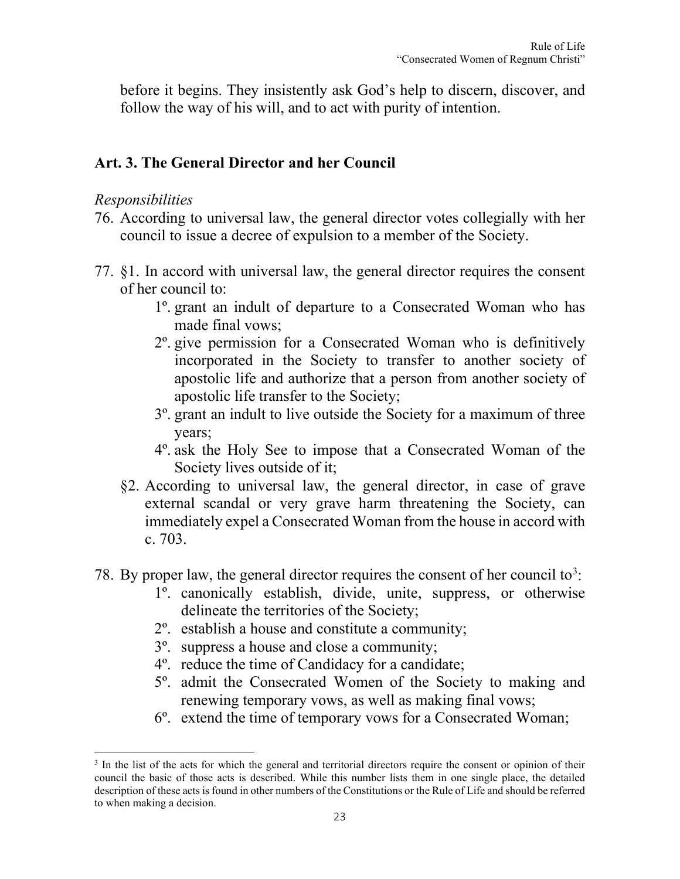before it begins. They insistently ask God's help to discern, discover, and follow the way of his will, and to act with purity of intention.

## Art. 3. The General Director and her Council

*Responsibilities*

76. According to universal law, the general director votes collegially with her council to issue a decree of expulsion to a member of the Society.

77. §1. In accord with universal law, the general director requires the consent of her council to:
    - 1º. grant an indult of departure to a Consecrated Woman who has made final vows;
    - 2º. give permission for a Consecrated Woman who is definitively incorporated in the Society to transfer to another society of apostolic life and authorize that a person from another society of apostolic life transfer to the Society;
    - 3º. grant an indult to live outside the Society for a maximum of three years;
    - 4º. ask the Holy See to impose that a Consecrated Woman of the Society lives outside of it;

    §2. According to universal law, the general director, in case of grave external scandal or very grave harm threatening the Society, can immediately expel a Consecrated Woman from the house in accord with c. 703.

78. By proper law, the general director requires the consent of her council to[3]:
    - 1º. canonically establish, divide, unite, suppress, or otherwise delineate the territories of the Society;
    - 2º. establish a house and constitute a community;
    - 3º. suppress a house and close a community;
    - 4º. reduce the time of Candidacy for a candidate;
    - 5º. admit the Consecrated Women of the Society to making and renewing temporary vows, as well as making final vows;
    - 6º. extend the time of temporary vows for a Consecrated Woman;

[3] In the list of the acts for which the general and territorial directors require the consent or opinion of their council the basic of those acts is described. While this number lists them in one single place, the detailed description of these acts is found in other numbers of the Constitutions or the Rule of Life and should be referred to when making a decision.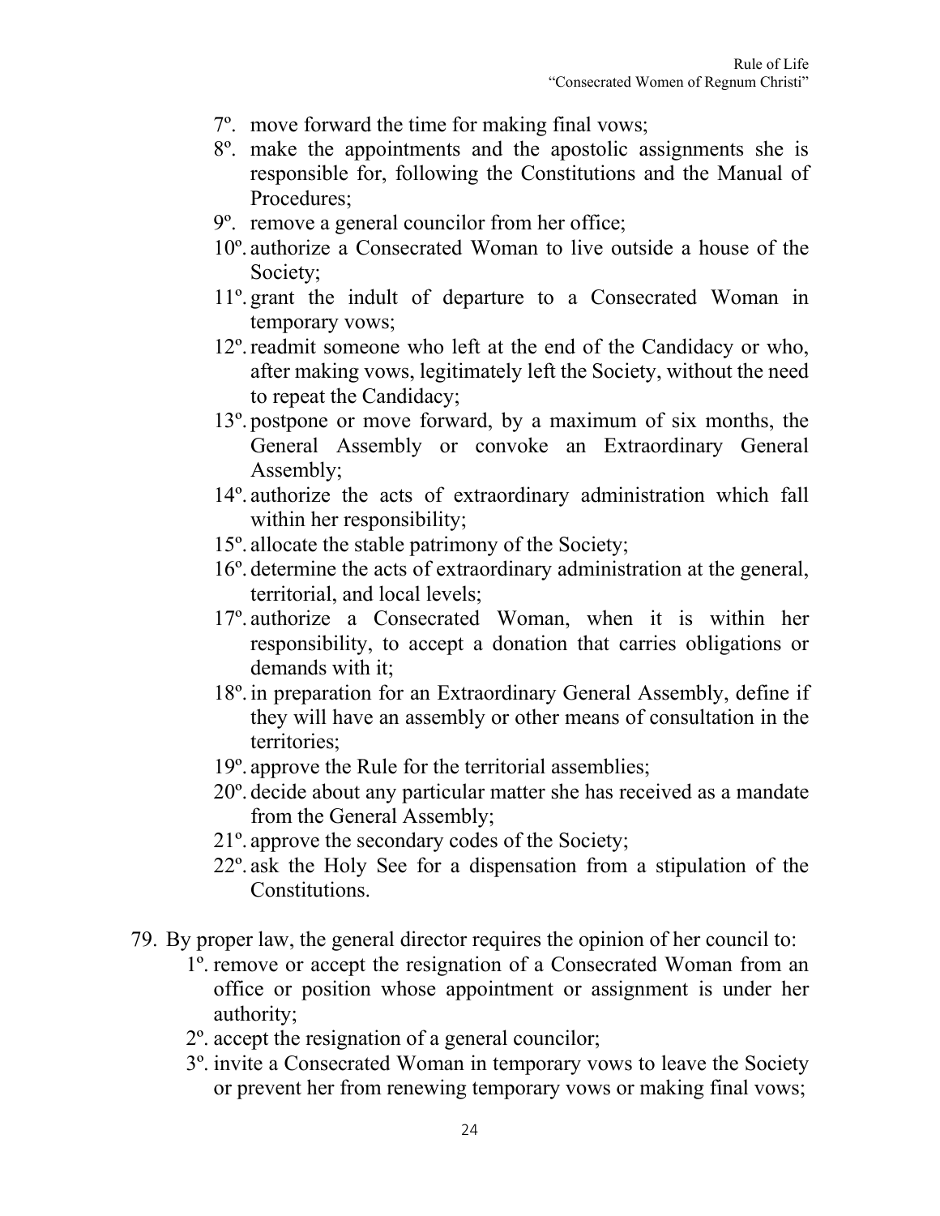7º. move forward the time for making final vows;
8º. make the appointments and the apostolic assignments she is responsible for, following the Constitutions and the Manual of Procedures;
9º. remove a general councilor from her office;
10º. authorize a Consecrated Woman to live outside a house of the Society;
11º. grant the indult of departure to a Consecrated Woman in temporary vows;
12º. readmit someone who left at the end of the Candidacy or who, after making vows, legitimately left the Society, without the need to repeat the Candidacy;
13º. postpone or move forward, by a maximum of six months, the General Assembly or convoke an Extraordinary General Assembly;
14º. authorize the acts of extraordinary administration which fall within her responsibility;
15º. allocate the stable patrimony of the Society;
16º. determine the acts of extraordinary administration at the general, territorial, and local levels;
17º. authorize a Consecrated Woman, when it is within her responsibility, to accept a donation that carries obligations or demands with it;
18º. in preparation for an Extraordinary General Assembly, define if they will have an assembly or other means of consultation in the territories;
19º. approve the Rule for the territorial assemblies;
20º. decide about any particular matter she has received as a mandate from the General Assembly;
21º. approve the secondary codes of the Society;
22º. ask the Holy See for a dispensation from a stipulation of the Constitutions.

79. By proper law, the general director requires the opinion of her council to:
1º. remove or accept the resignation of a Consecrated Woman from an office or position whose appointment or assignment is under her authority;
2º. accept the resignation of a general councilor;
3º. invite a Consecrated Woman in temporary vows to leave the Society or prevent her from renewing temporary vows or making final vows;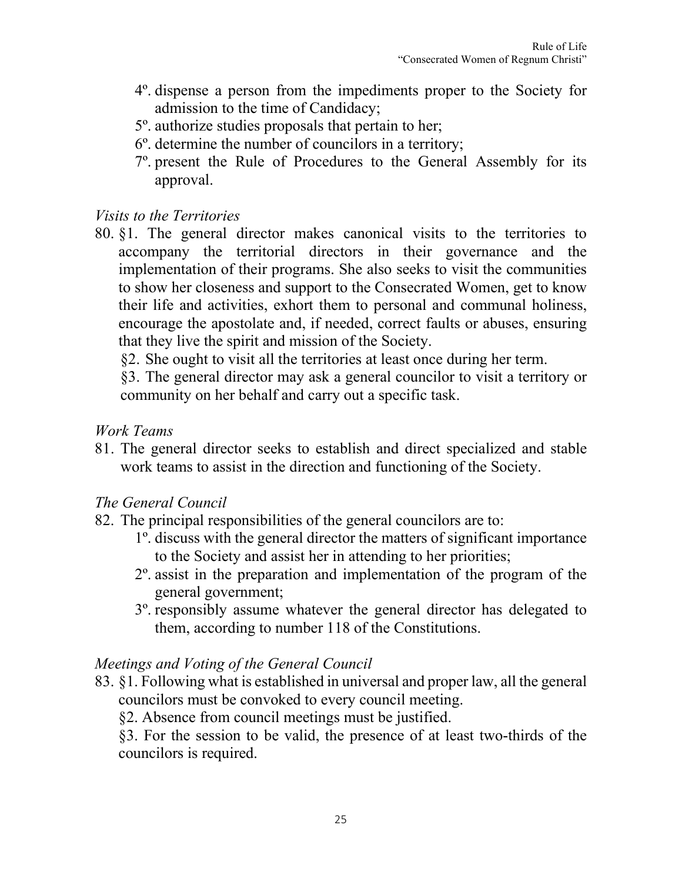4º. dispense a person from the impediments proper to the Society for admission to the time of Candidacy;

5º. authorize studies proposals that pertain to her;

6º. determine the number of councilors in a territory;

7º. present the Rule of Procedures to the General Assembly for its approval.

*Visits to the Territories*

80. §1. The general director makes canonical visits to the territories to accompany the territorial directors in their governance and the implementation of their programs. She also seeks to visit the communities to show her closeness and support to the Consecrated Women, get to know their life and activities, exhort them to personal and communal holiness, encourage the apostolate and, if needed, correct faults or abuses, ensuring that they live the spirit and mission of the Society.

    §2. She ought to visit all the territories at least once during her term.

    §3. The general director may ask a general councilor to visit a territory or community on her behalf and carry out a specific task.

*Work Teams*

81. The general director seeks to establish and direct specialized and stable work teams to assist in the direction and functioning of the Society.

*The General Council*

82. The principal responsibilities of the general councilors are to:

    1º. discuss with the general director the matters of significant importance to the Society and assist her in attending to her priorities;

    2º. assist in the preparation and implementation of the program of the general government;

    3º. responsibly assume whatever the general director has delegated to them, according to number 118 of the Constitutions.

*Meetings and Voting of the General Council*

83. §1. Following what is established in universal and proper law, all the general councilors must be convoked to every council meeting.

    §2. Absence from council meetings must be justified.

    §3. For the session to be valid, the presence of at least two-thirds of the councilors is required.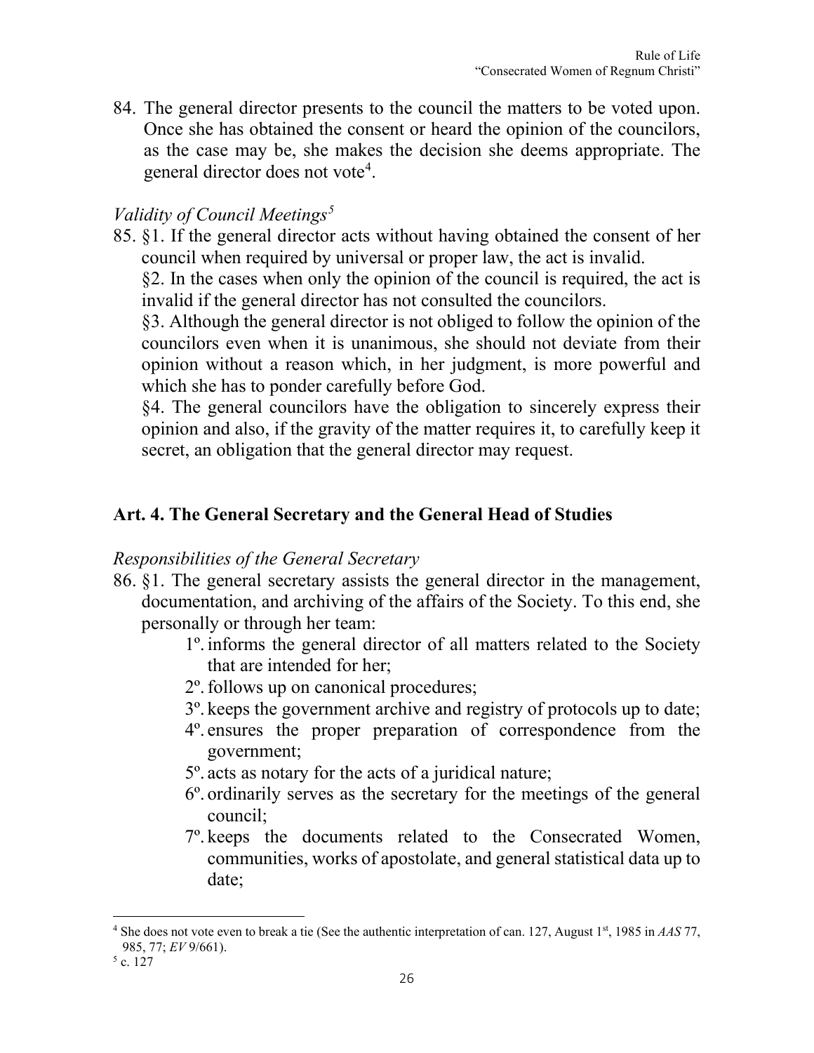84. The general director presents to the council the matters to be voted upon. Once she has obtained the consent or heard the opinion of the councilors, as the case may be, she makes the decision she deems appropriate. The general director does not vote[4].

*Validity of Council Meetings*[5]

85. §1. If the general director acts without having obtained the consent of her council when required by universal or proper law, the act is invalid.

    §2. In the cases when only the opinion of the council is required, the act is invalid if the general director has not consulted the councilors.

    §3. Although the general director is not obliged to follow the opinion of the councilors even when it is unanimous, she should not deviate from their opinion without a reason which, in her judgment, is more powerful and which she has to ponder carefully before God.

    §4. The general councilors have the obligation to sincerely express their opinion and also, if the gravity of the matter requires it, to carefully keep it secret, an obligation that the general director may request.

## Art. 4. The General Secretary and the General Head of Studies

*Responsibilities of the General Secretary*

86. §1. The general secretary assists the general director in the management, documentation, and archiving of the affairs of the Society. To this end, she personally or through her team:

    1º. informs the general director of all matters related to the Society that are intended for her;

    2º. follows up on canonical procedures;

    3º. keeps the government archive and registry of protocols up to date;

    4º. ensures the proper preparation of correspondence from the government;

    5º. acts as notary for the acts of a juridical nature;

    6º. ordinarily serves as the secretary for the meetings of the general council;

    7º. keeps the documents related to the Consecrated Women, communities, works of apostolate, and general statistical data up to date;

---

[4] She does not vote even to break a tie (See the authentic interpretation of can. 127, August 1st, 1985 in *AAS* 77, 985, 77; *EV* 9/661).

[5] c. 127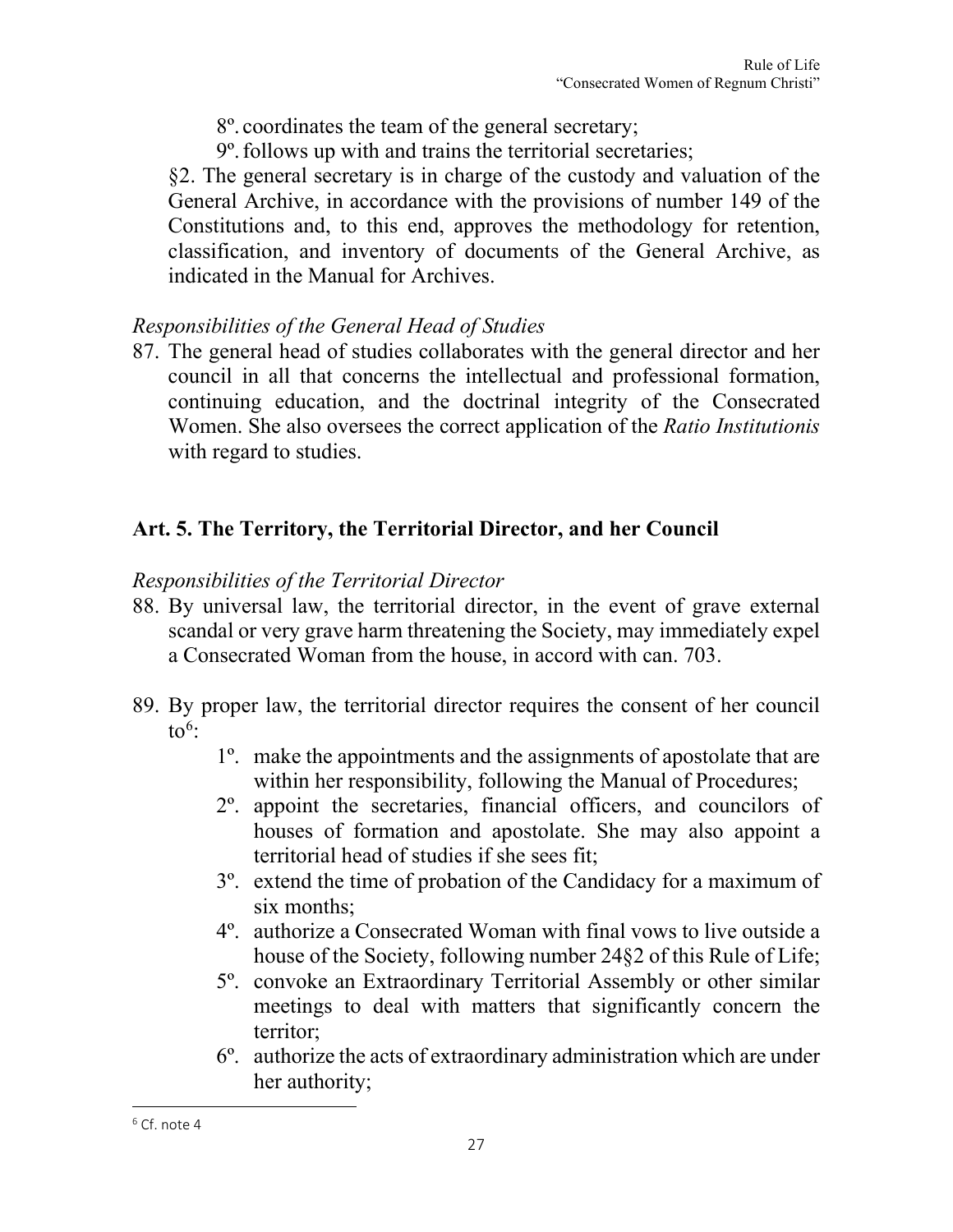8º. coordinates the team of the general secretary;

9º. follows up with and trains the territorial secretaries;

§2. The general secretary is in charge of the custody and valuation of the General Archive, in accordance with the provisions of number 149 of the Constitutions and, to this end, approves the methodology for retention, classification, and inventory of documents of the General Archive, as indicated in the Manual for Archives.

*Responsibilities of the General Head of Studies*

87. The general head of studies collaborates with the general director and her council in all that concerns the intellectual and professional formation, continuing education, and the doctrinal integrity of the Consecrated Women. She also oversees the correct application of the *Ratio Institutionis* with regard to studies.

## Art. 5. The Territory, the Territorial Director, and her Council

*Responsibilities of the Territorial Director*

88. By universal law, the territorial director, in the event of grave external scandal or very grave harm threatening the Society, may immediately expel a Consecrated Woman from the house, in accord with can. 703.

89. By proper law, the territorial director requires the consent of her council to[6]:

    1º. make the appointments and the assignments of apostolate that are within her responsibility, following the Manual of Procedures;

    2º. appoint the secretaries, financial officers, and councilors of houses of formation and apostolate. She may also appoint a territorial head of studies if she sees fit;

    3º. extend the time of probation of the Candidacy for a maximum of six months;

    4º. authorize a Consecrated Woman with final vows to live outside a house of the Society, following number 24§2 of this Rule of Life;

    5º. convoke an Extraordinary Territorial Assembly or other similar meetings to deal with matters that significantly concern the territor;

    6º. authorize the acts of extraordinary administration which are under her authority;

[6] Cf. note 4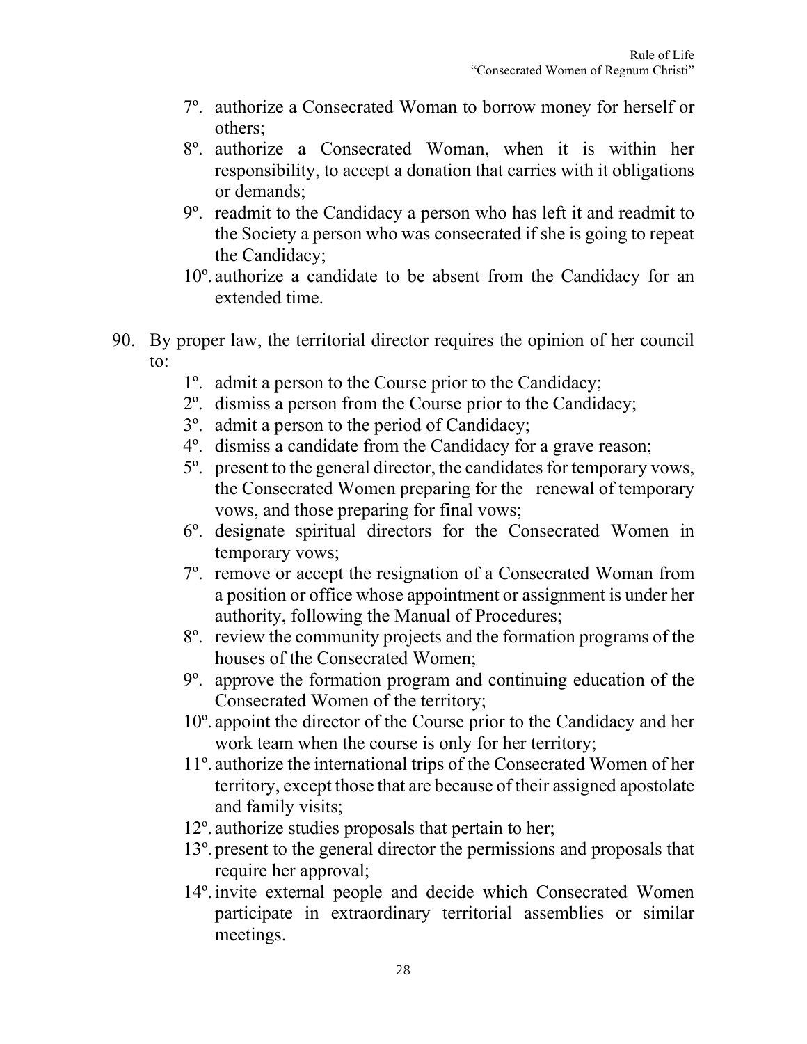7º. authorize a Consecrated Woman to borrow money for herself or others;

8º. authorize a Consecrated Woman, when it is within her responsibility, to accept a donation that carries with it obligations or demands;

9º. readmit to the Candidacy a person who has left it and readmit to the Society a person who was consecrated if she is going to repeat the Candidacy;

10º. authorize a candidate to be absent from the Candidacy for an extended time.

90. By proper law, the territorial director requires the opinion of her council to:

1º. admit a person to the Course prior to the Candidacy;

2º. dismiss a person from the Course prior to the Candidacy;

3º. admit a person to the period of Candidacy;

4º. dismiss a candidate from the Candidacy for a grave reason;

5º. present to the general director, the candidates for temporary vows, the Consecrated Women preparing for the renewal of temporary vows, and those preparing for final vows;

6º. designate spiritual directors for the Consecrated Women in temporary vows;

7º. remove or accept the resignation of a Consecrated Woman from a position or office whose appointment or assignment is under her authority, following the Manual of Procedures;

8º. review the community projects and the formation programs of the houses of the Consecrated Women;

9º. approve the formation program and continuing education of the Consecrated Women of the territory;

10º. appoint the director of the Course prior to the Candidacy and her work team when the course is only for her territory;

11º. authorize the international trips of the Consecrated Women of her territory, except those that are because of their assigned apostolate and family visits;

12º. authorize studies proposals that pertain to her;

13º. present to the general director the permissions and proposals that require her approval;

14º. invite external people and decide which Consecrated Women participate in extraordinary territorial assemblies or similar meetings.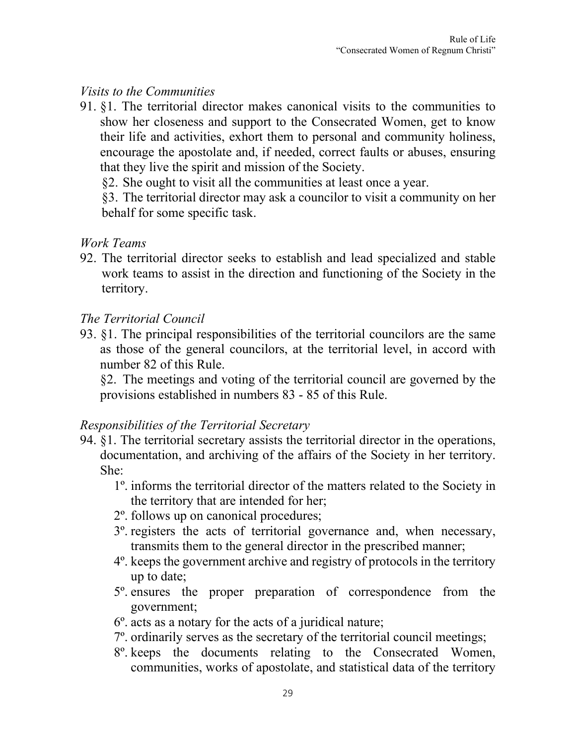*Visits to the Communities*

91. §1. The territorial director makes canonical visits to the communities to show her closeness and support to the Consecrated Women, get to know their life and activities, exhort them to personal and community holiness, encourage the apostolate and, if needed, correct faults or abuses, ensuring that they live the spirit and mission of the Society.

    §2. She ought to visit all the communities at least once a year.

    §3. The territorial director may ask a councilor to visit a community on her behalf for some specific task.

*Work Teams*

92. The territorial director seeks to establish and lead specialized and stable work teams to assist in the direction and functioning of the Society in the territory.

*The Territorial Council*

93. §1. The principal responsibilities of the territorial councilors are the same as those of the general councilors, at the territorial level, in accord with number 82 of this Rule.

    §2. The meetings and voting of the territorial council are governed by the provisions established in numbers 83 - 85 of this Rule.

*Responsibilities of the Territorial Secretary*

94. §1. The territorial secretary assists the territorial director in the operations, documentation, and archiving of the affairs of the Society in her territory. She:

    1º. informs the territorial director of the matters related to the Society in the territory that are intended for her;
    2º. follows up on canonical procedures;
    3º. registers the acts of territorial governance and, when necessary, transmits them to the general director in the prescribed manner;
    4º. keeps the government archive and registry of protocols in the territory up to date;
    5º. ensures the proper preparation of correspondence from the government;
    6º. acts as a notary for the acts of a juridical nature;
    7º. ordinarily serves as the secretary of the territorial council meetings;
    8º. keeps the documents relating to the Consecrated Women, communities, works of apostolate, and statistical data of the territory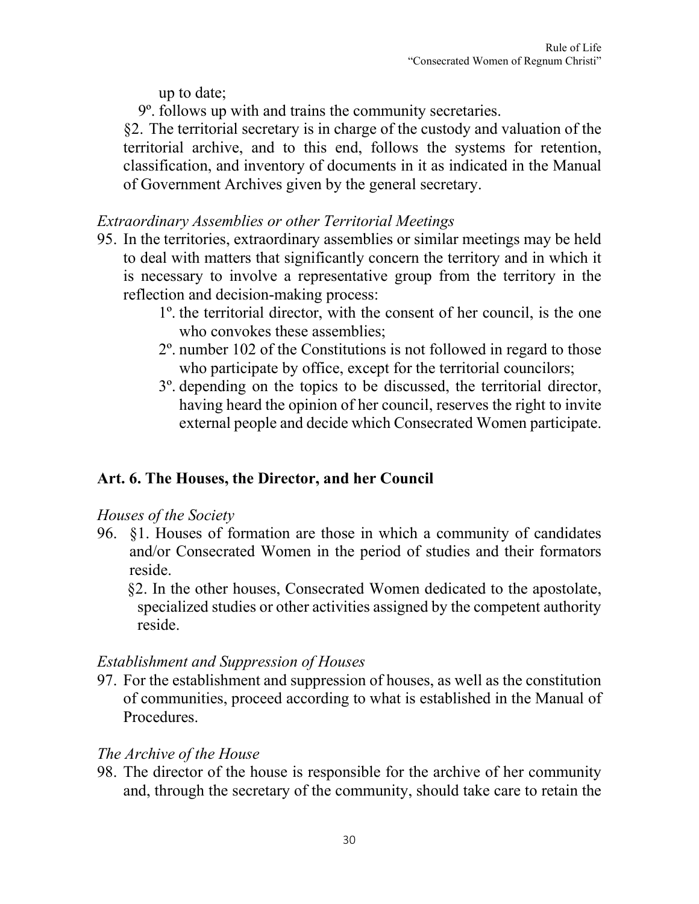up to date;

9º. follows up with and trains the community secretaries.

§2. The territorial secretary is in charge of the custody and valuation of the territorial archive, and to this end, follows the systems for retention, classification, and inventory of documents in it as indicated in the Manual of Government Archives given by the general secretary.

*Extraordinary Assemblies or other Territorial Meetings*

95. In the territories, extraordinary assemblies or similar meetings may be held to deal with matters that significantly concern the territory and in which it is necessary to involve a representative group from the territory in the reflection and decision-making process:
    1º. the territorial director, with the consent of her council, is the one who convokes these assemblies;
    2º. number 102 of the Constitutions is not followed in regard to those who participate by office, except for the territorial councilors;
    3º. depending on the topics to be discussed, the territorial director, having heard the opinion of her council, reserves the right to invite external people and decide which Consecrated Women participate.

## Art. 6. The Houses, the Director, and her Council

*Houses of the Society*

96. §1. Houses of formation are those in which a community of candidates and/or Consecrated Women in the period of studies and their formators reside.

    §2. In the other houses, Consecrated Women dedicated to the apostolate, specialized studies or other activities assigned by the competent authority reside.

*Establishment and Suppression of Houses*

97. For the establishment and suppression of houses, as well as the constitution of communities, proceed according to what is established in the Manual of Procedures.

*The Archive of the House*

98. The director of the house is responsible for the archive of her community and, through the secretary of the community, should take care to retain the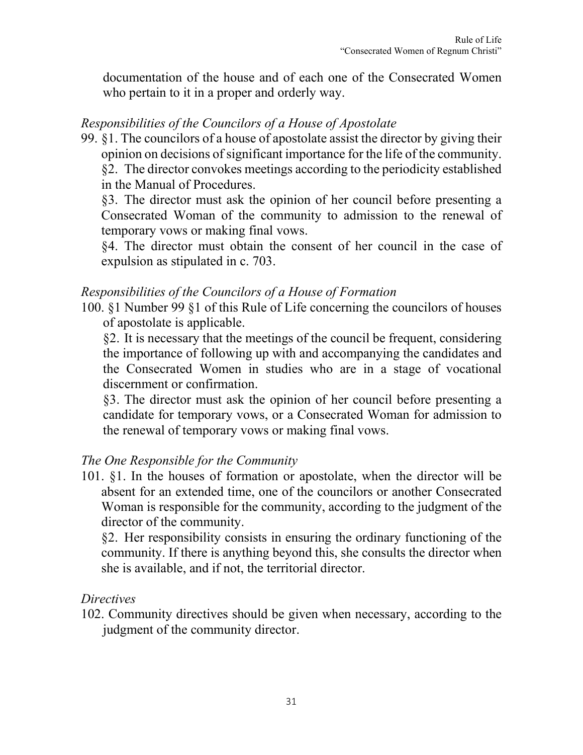documentation of the house and of each one of the Consecrated Women who pertain to it in a proper and orderly way.

*Responsibilities of the Councilors of a House of Apostolate*

99. §1. The councilors of a house of apostolate assist the director by giving their opinion on decisions of significant importance for the life of the community.
§2. The director convokes meetings according to the periodicity established in the Manual of Procedures.
§3. The director must ask the opinion of her council before presenting a Consecrated Woman of the community to admission to the renewal of temporary vows or making final vows.
§4. The director must obtain the consent of her council in the case of expulsion as stipulated in c. 703.

*Responsibilities of the Councilors of a House of Formation*

100. §1 Number 99 §1 of this Rule of Life concerning the councilors of houses of apostolate is applicable.
§2. It is necessary that the meetings of the council be frequent, considering the importance of following up with and accompanying the candidates and the Consecrated Women in studies who are in a stage of vocational discernment or confirmation.
§3. The director must ask the opinion of her council before presenting a candidate for temporary vows, or a Consecrated Woman for admission to the renewal of temporary vows or making final vows.

*The One Responsible for the Community*

101. §1. In the houses of formation or apostolate, when the director will be absent for an extended time, one of the councilors or another Consecrated Woman is responsible for the community, according to the judgment of the director of the community.
§2. Her responsibility consists in ensuring the ordinary functioning of the community. If there is anything beyond this, she consults the director when she is available, and if not, the territorial director.

*Directives*

102. Community directives should be given when necessary, according to the judgment of the community director.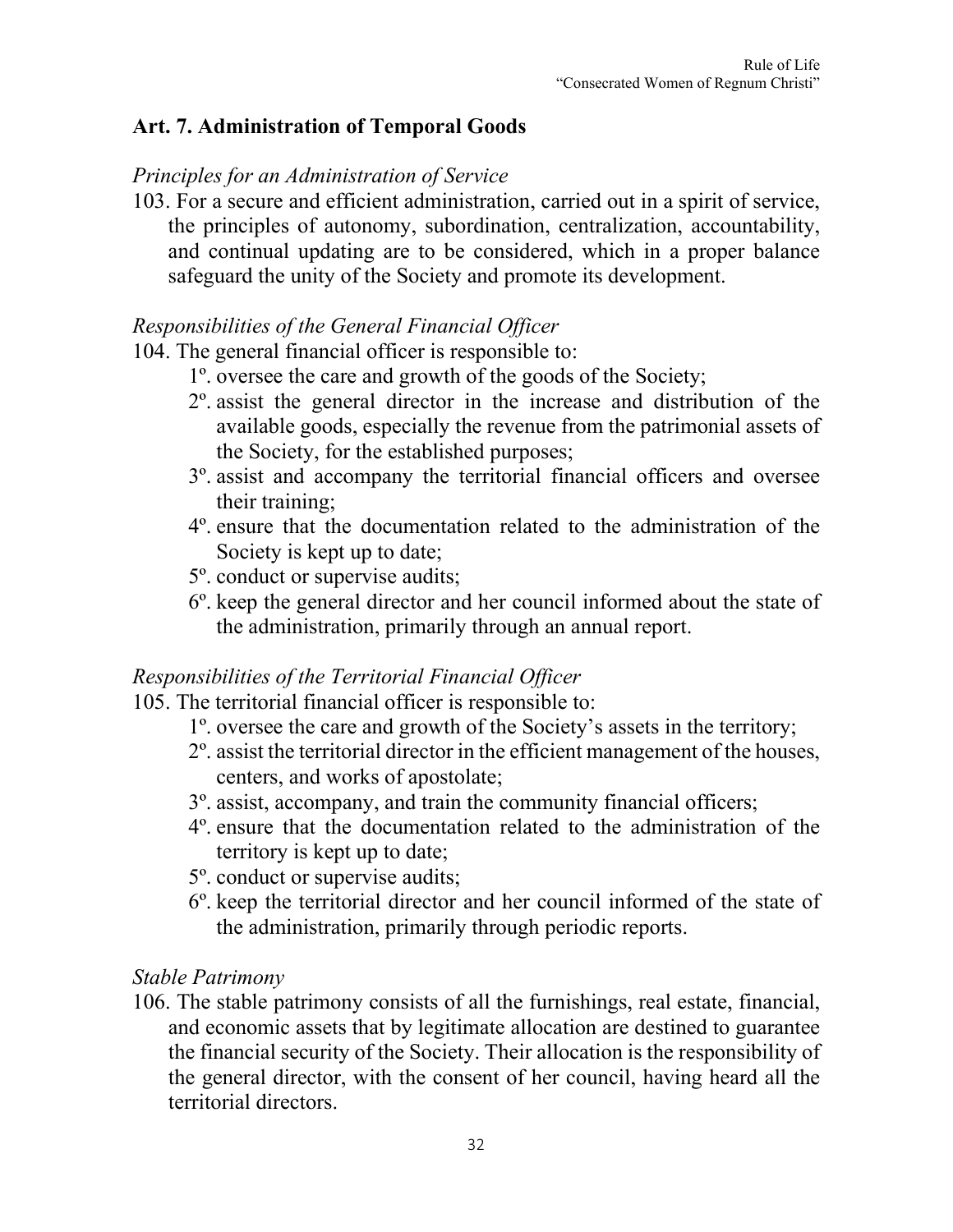## Art. 7. Administration of Temporal Goods

*Principles for an Administration of Service*

103. For a secure and efficient administration, carried out in a spirit of service, the principles of autonomy, subordination, centralization, accountability, and continual updating are to be considered, which in a proper balance safeguard the unity of the Society and promote its development.

*Responsibilities of the General Financial Officer*

104. The general financial officer is responsible to:
   1º. oversee the care and growth of the goods of the Society;
   2º. assist the general director in the increase and distribution of the available goods, especially the revenue from the patrimonial assets of the Society, for the established purposes;
   3º. assist and accompany the territorial financial officers and oversee their training;
   4º. ensure that the documentation related to the administration of the Society is kept up to date;
   5º. conduct or supervise audits;
   6º. keep the general director and her council informed about the state of the administration, primarily through an annual report.

*Responsibilities of the Territorial Financial Officer*

105. The territorial financial officer is responsible to:
   1º. oversee the care and growth of the Society's assets in the territory;
   2º. assist the territorial director in the efficient management of the houses, centers, and works of apostolate;
   3º. assist, accompany, and train the community financial officers;
   4º. ensure that the documentation related to the administration of the territory is kept up to date;
   5º. conduct or supervise audits;
   6º. keep the territorial director and her council informed of the state of the administration, primarily through periodic reports.

*Stable Patrimony*

106. The stable patrimony consists of all the furnishings, real estate, financial, and economic assets that by legitimate allocation are destined to guarantee the financial security of the Society. Their allocation is the responsibility of the general director, with the consent of her council, having heard all the territorial directors.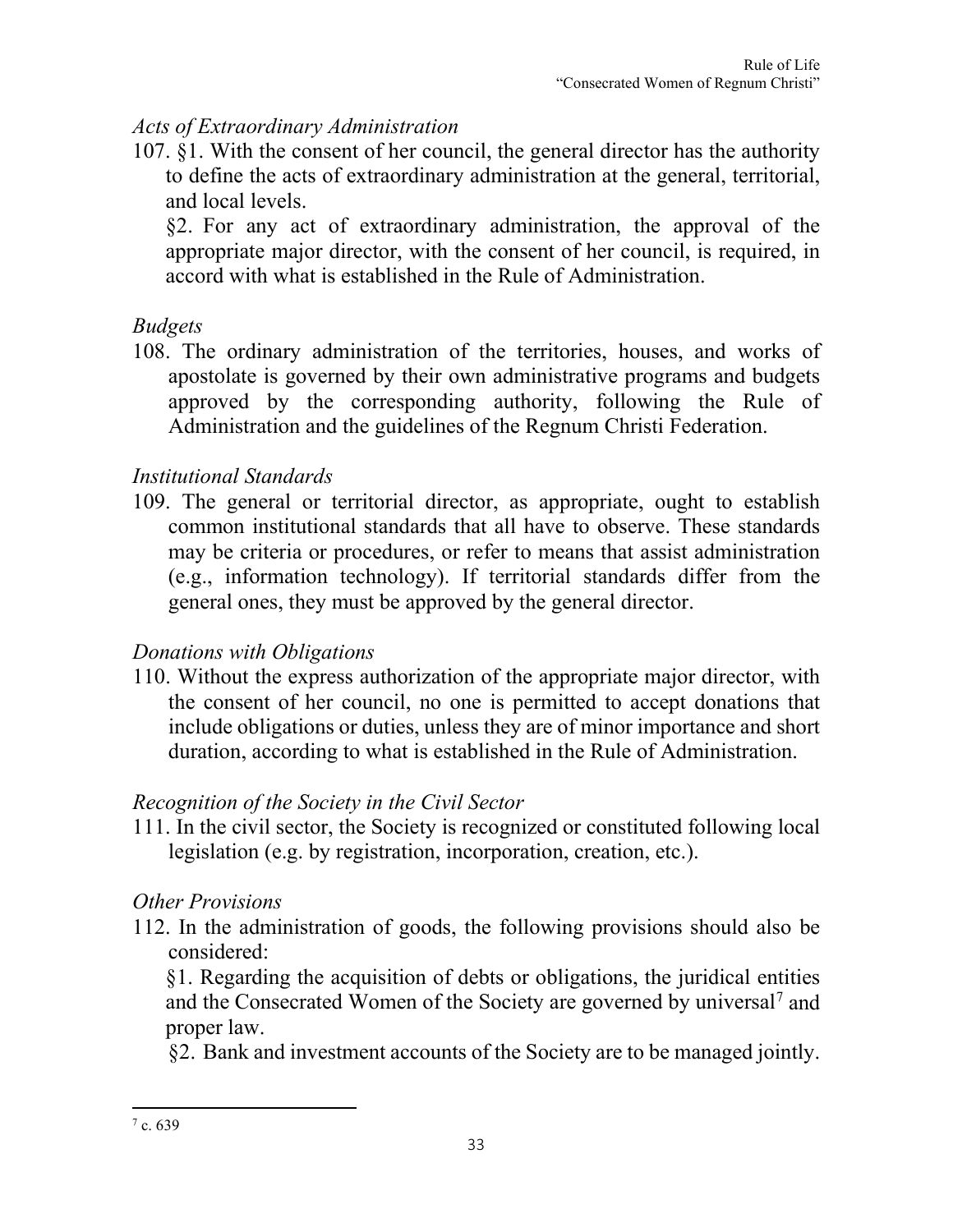*Acts of Extraordinary Administration*

107. §1. With the consent of her council, the general director has the authority to define the acts of extraordinary administration at the general, territorial, and local levels.

§2. For any act of extraordinary administration, the approval of the appropriate major director, with the consent of her council, is required, in accord with what is established in the Rule of Administration.

*Budgets*

108. The ordinary administration of the territories, houses, and works of apostolate is governed by their own administrative programs and budgets approved by the corresponding authority, following the Rule of Administration and the guidelines of the Regnum Christi Federation.

*Institutional Standards*

109. The general or territorial director, as appropriate, ought to establish common institutional standards that all have to observe. These standards may be criteria or procedures, or refer to means that assist administration (e.g., information technology). If territorial standards differ from the general ones, they must be approved by the general director.

*Donations with Obligations*

110. Without the express authorization of the appropriate major director, with the consent of her council, no one is permitted to accept donations that include obligations or duties, unless they are of minor importance and short duration, according to what is established in the Rule of Administration.

*Recognition of the Society in the Civil Sector*

111. In the civil sector, the Society is recognized or constituted following local legislation (e.g. by registration, incorporation, creation, etc.).

*Other Provisions*

112. In the administration of goods, the following provisions should also be considered:

§1. Regarding the acquisition of debts or obligations, the juridical entities and the Consecrated Women of the Society are governed by universal[7] and proper law.

§2. Bank and investment accounts of the Society are to be managed jointly.

---

[7] c. 639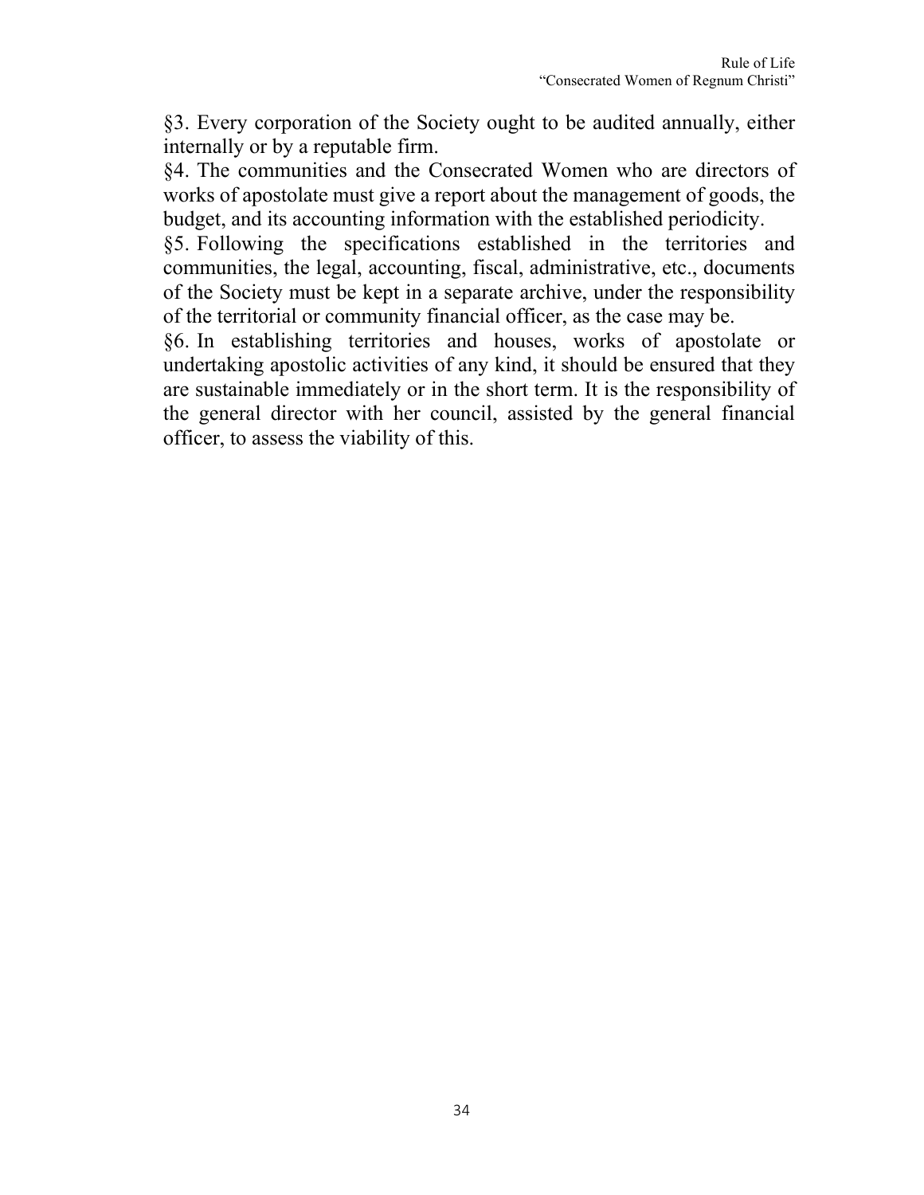§3. Every corporation of the Society ought to be audited annually, either internally or by a reputable firm.

§4. The communities and the Consecrated Women who are directors of works of apostolate must give a report about the management of goods, the budget, and its accounting information with the established periodicity.

§5. Following the specifications established in the territories and communities, the legal, accounting, fiscal, administrative, etc., documents of the Society must be kept in a separate archive, under the responsibility of the territorial or community financial officer, as the case may be.

§6. In establishing territories and houses, works of apostolate or undertaking apostolic activities of any kind, it should be ensured that they are sustainable immediately or in the short term. It is the responsibility of the general director with her council, assisted by the general financial officer, to assess the viability of this.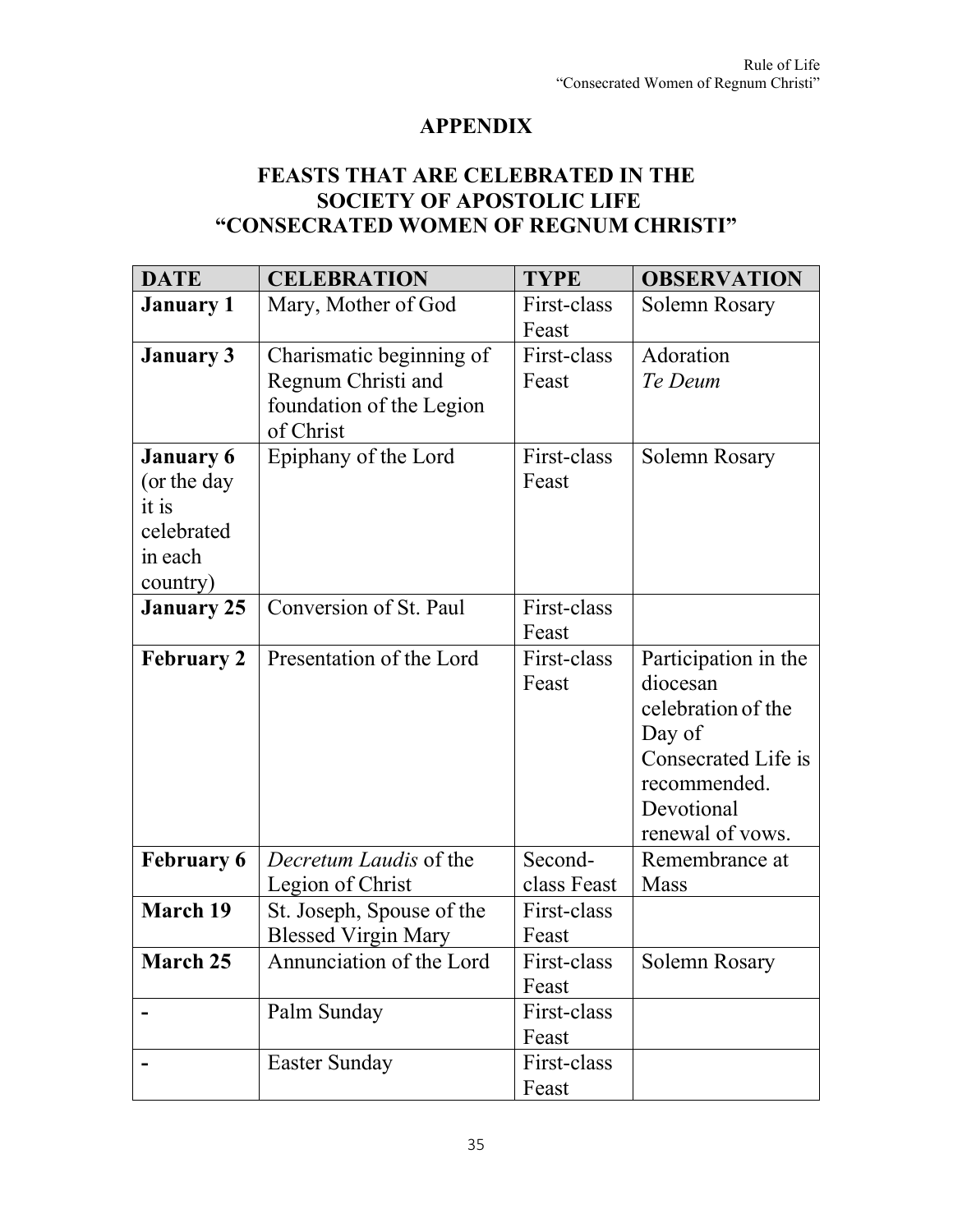## APPENDIX

## FEASTS THAT ARE CELEBRATED IN THE SOCIETY OF APOSTOLIC LIFE "CONSECRATED WOMEN OF REGNUM CHRISTI"

| DATE | CELEBRATION | TYPE | OBSERVATION |
|---|---|---|---|
| **January 1** | Mary, Mother of God | First-class Feast | Solemn Rosary |
| **January 3** | Charismatic beginning of Regnum Christi and foundation of the Legion of Christ | First-class Feast | Adoration *Te Deum* |
| **January 6** (or the day it is celebrated in each country) | Epiphany of the Lord | First-class Feast | Solemn Rosary |
| **January 25** | Conversion of St. Paul | First-class Feast | |
| **February 2** | Presentation of the Lord | First-class Feast | Participation in the diocesan celebration of the Day of Consecrated Life is recommended. Devotional renewal of vows. |
| **February 6** | *Decretum Laudis* of the Legion of Christ | Second-class Feast | Remembrance at Mass |
| **March 19** | St. Joseph, Spouse of the Blessed Virgin Mary | First-class Feast | |
| **March 25** | Annunciation of the Lord | First-class Feast | Solemn Rosary |
| **-** | Palm Sunday | First-class Feast | |
| **-** | Easter Sunday | First-class Feast | |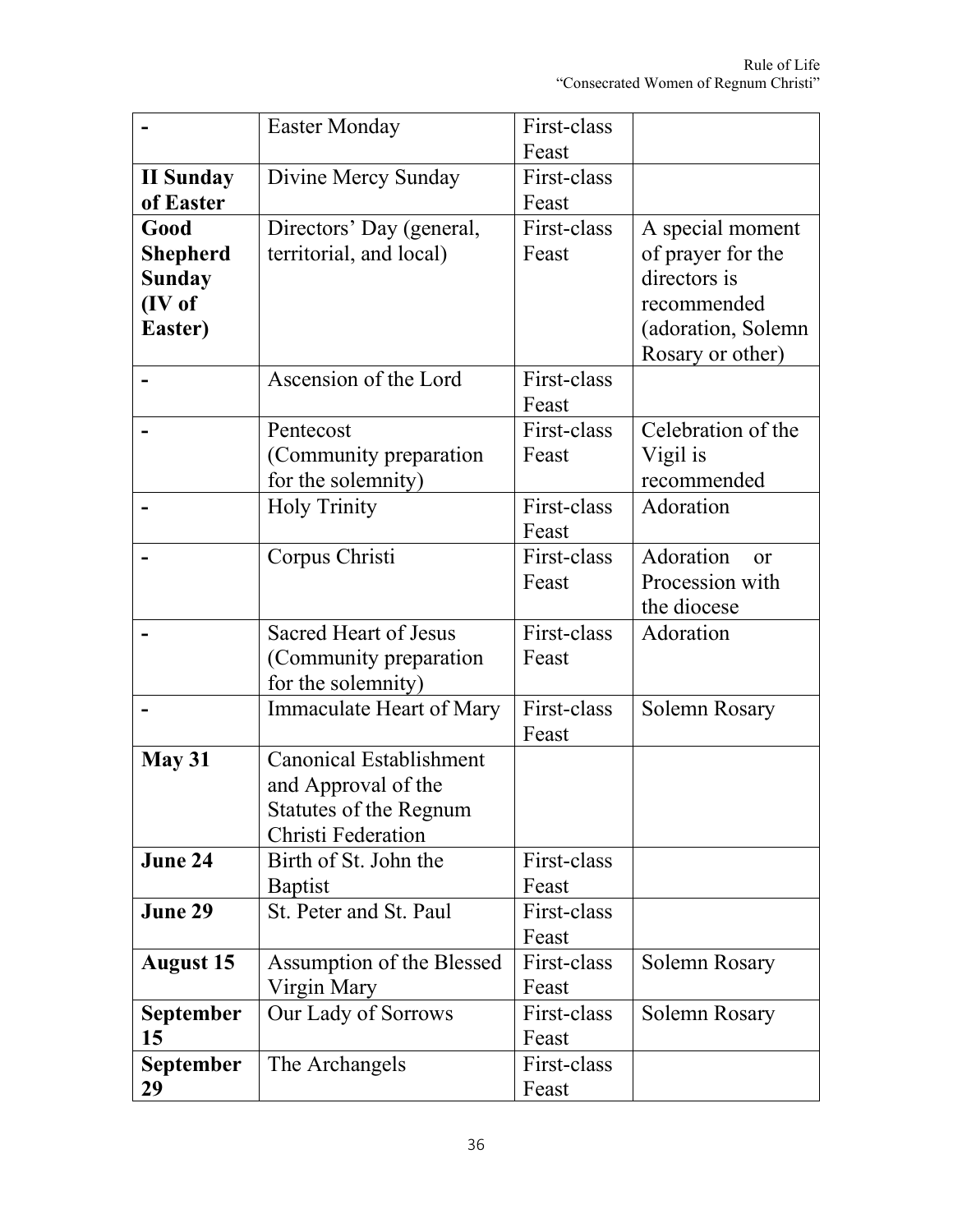| - | Easter Monday | First-class Feast | |
|---|---|---|---|
| **II Sunday of Easter** | Divine Mercy Sunday | First-class Feast | |
| **Good Shepherd Sunday (IV of Easter)** | Directors' Day (general, territorial, and local) | First-class Feast | A special moment of prayer for the directors is recommended (adoration, Solemn Rosary or other) |
| - | Ascension of the Lord | First-class Feast | |
| - | Pentecost (Community preparation for the solemnity) | First-class Feast | Celebration of the Vigil is recommended |
| - | Holy Trinity | First-class Feast | Adoration |
| - | Corpus Christi | First-class Feast | Adoration or Procession with the diocese |
| - | Sacred Heart of Jesus (Community preparation for the solemnity) | First-class Feast | Adoration |
| - | Immaculate Heart of Mary | First-class Feast | Solemn Rosary |
| **May 31** | Canonical Establishment and Approval of the Statutes of the Regnum Christi Federation | | |
| **June 24** | Birth of St. John the Baptist | First-class Feast | |
| **June 29** | St. Peter and St. Paul | First-class Feast | |
| **August 15** | Assumption of the Blessed Virgin Mary | First-class Feast | Solemn Rosary |
| **September 15** | Our Lady of Sorrows | First-class Feast | Solemn Rosary |
| **September 29** | The Archangels | First-class Feast | |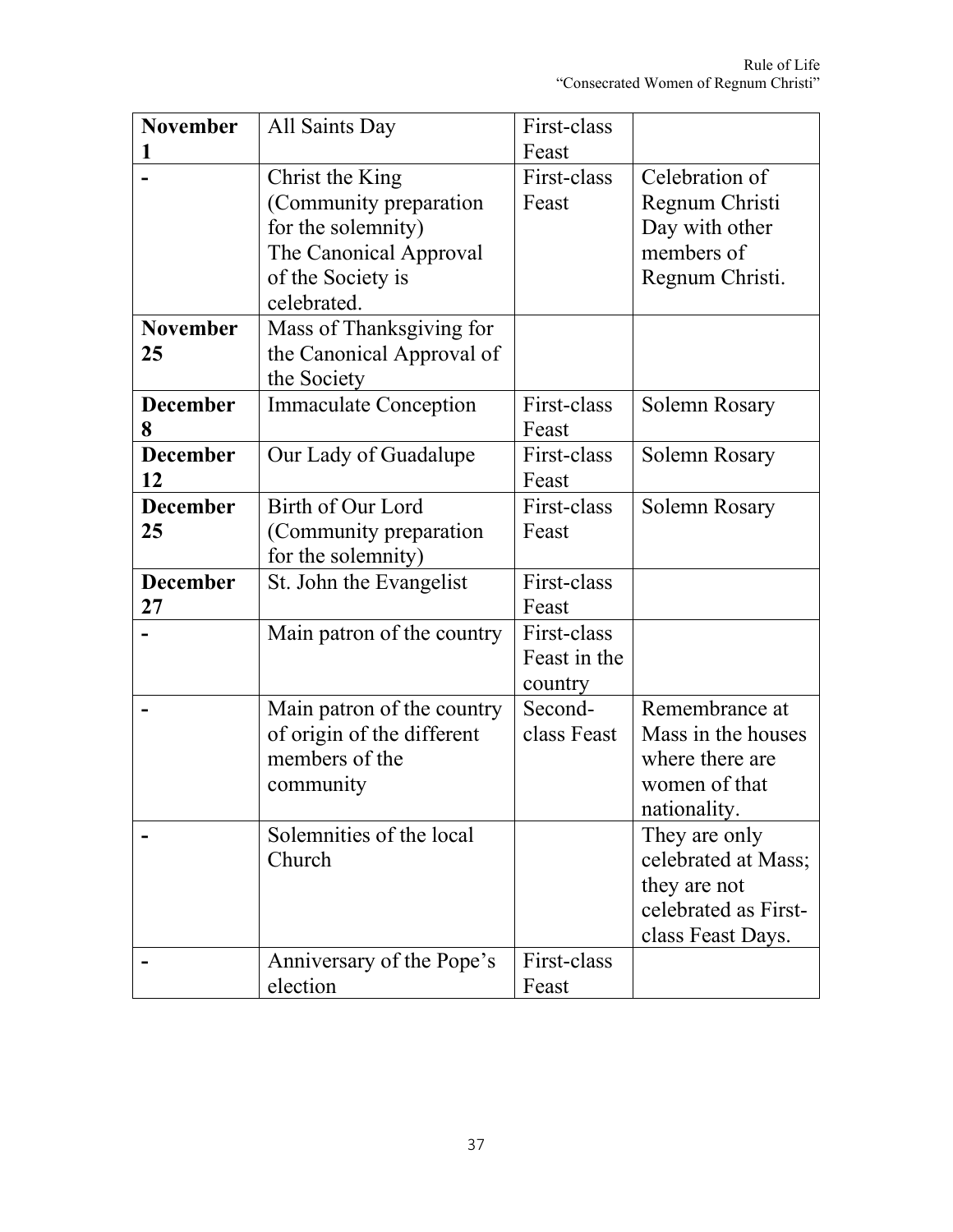| **November 1** | All Saints Day | First-class Feast | |
|---|---|---|---|
| **-** | Christ the King (Community preparation for the solemnity) The Canonical Approval of the Society is celebrated. | First-class Feast | Celebration of Regnum Christi Day with other members of Regnum Christi. |
| **November 25** | Mass of Thanksgiving for the Canonical Approval of the Society | | |
| **December 8** | Immaculate Conception | First-class Feast | Solemn Rosary |
| **December 12** | Our Lady of Guadalupe | First-class Feast | Solemn Rosary |
| **December 25** | Birth of Our Lord (Community preparation for the solemnity) | First-class Feast | Solemn Rosary |
| **December 27** | St. John the Evangelist | First-class Feast | |
| **-** | Main patron of the country | First-class Feast in the country | |
| **-** | Main patron of the country of origin of the different members of the community | Second-class Feast | Remembrance at Mass in the houses where there are women of that nationality. |
| **-** | Solemnities of the local Church | | They are only celebrated at Mass; they are not celebrated as First-class Feast Days. |
| **-** | Anniversary of the Pope's election | First-class Feast | |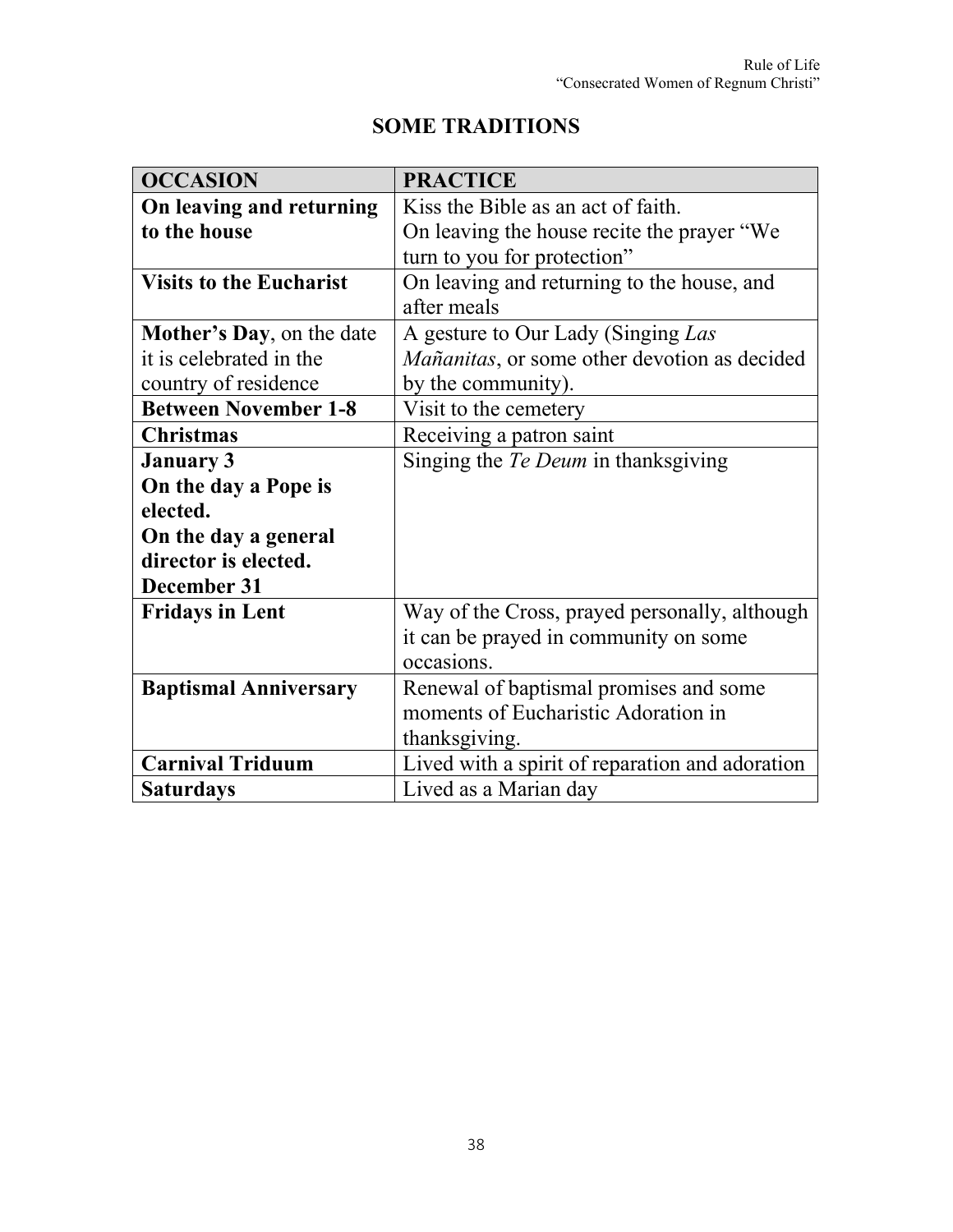## SOME TRADITIONS

| OCCASION | PRACTICE |
|---|---|
| **On leaving and returning to the house** | Kiss the Bible as an act of faith.<br>On leaving the house recite the prayer "We turn to you for protection" |
| **Visits to the Eucharist** | On leaving and returning to the house, and after meals |
| **Mother's Day**, on the date it is celebrated in the country of residence | A gesture to Our Lady (Singing *Las Mañanitas*, or some other devotion as decided by the community). |
| **Between November 1-8** | Visit to the cemetery |
| **Christmas** | Receiving a patron saint |
| **January 3**<br>**On the day a Pope is elected.**<br>**On the day a general director is elected.**<br>**December 31** | Singing the *Te Deum* in thanksgiving |
| **Fridays in Lent** | Way of the Cross, prayed personally, although it can be prayed in community on some occasions. |
| **Baptismal Anniversary** | Renewal of baptismal promises and some moments of Eucharistic Adoration in thanksgiving. |
| **Carnival Triduum** | Lived with a spirit of reparation and adoration |
| **Saturdays** | Lived as a Marian day |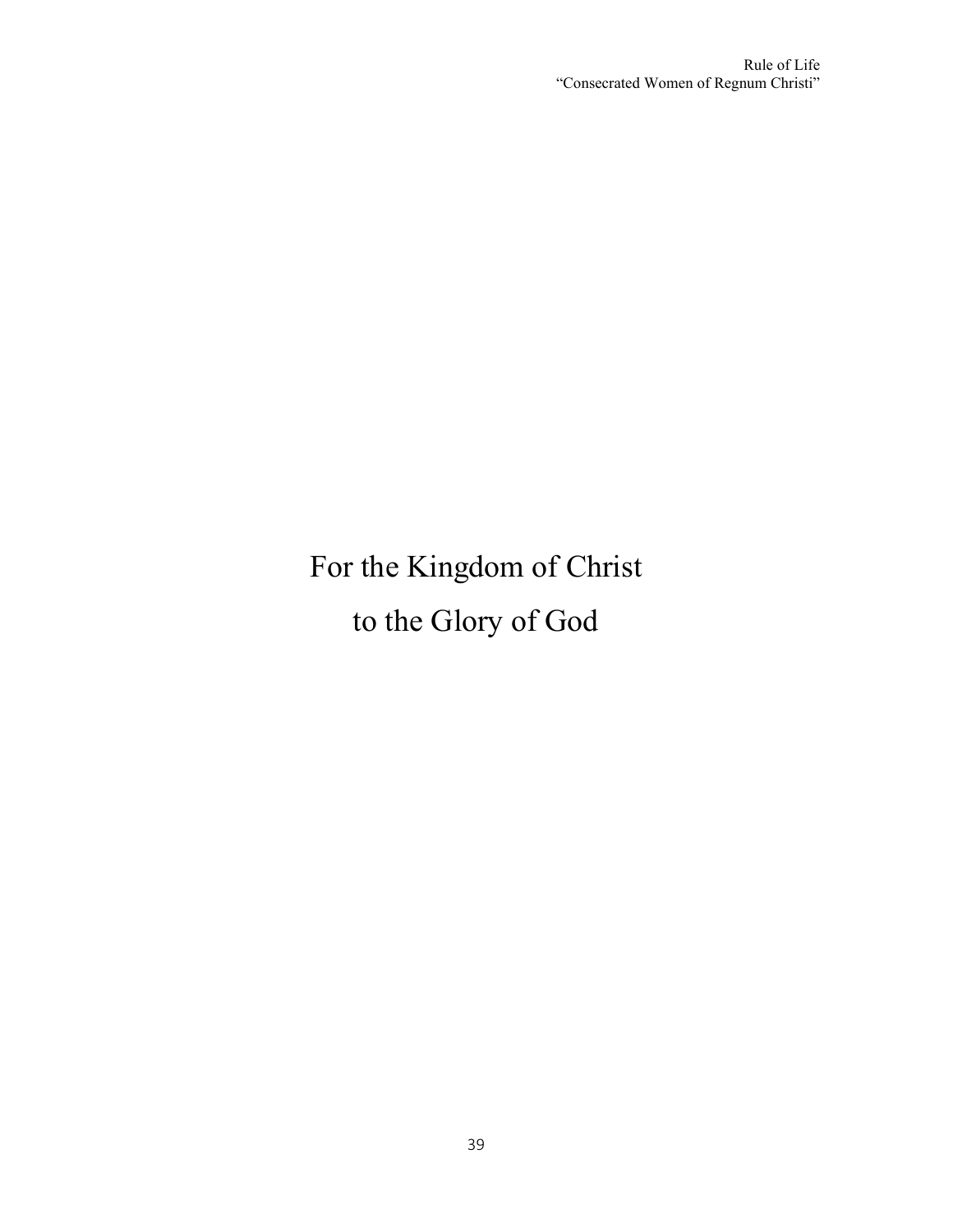For the Kingdom of Christ

to the Glory of God